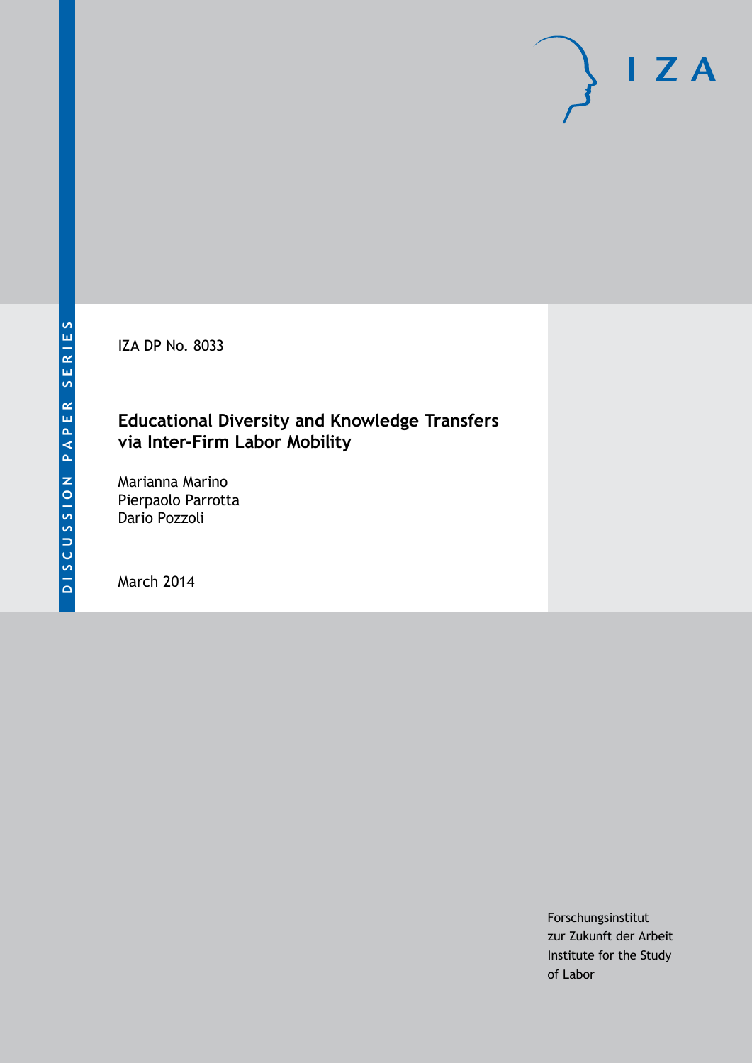DISCUSSION PAPER SERIES

IZA DP No. 8033

# Educational Diversity and Knowledge Transfers via Inter-Firm Labor Mobility

Marianna Marino
Pierpaolo Parrotta
Dario Pozzoli

March 2014

Forschungsinstitut
zur Zukunft der Arbeit
Institute for the Study
of Labor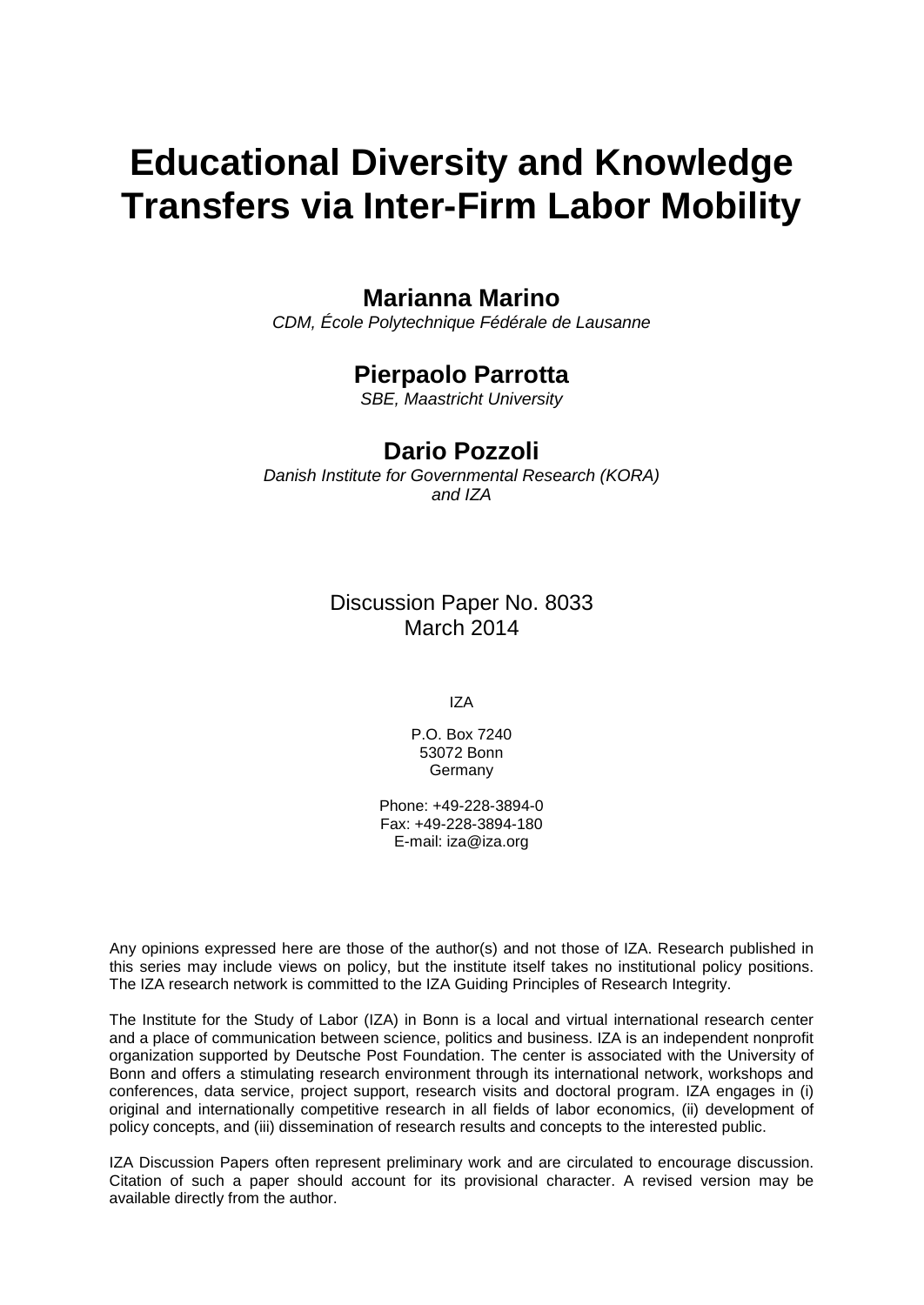# Educational Diversity and Knowledge Transfers via Inter-Firm Labor Mobility

**Marianna Marino**
*CDM, École Polytechnique Fédérale de Lausanne*

**Pierpaolo Parrotta**
*SBE, Maastricht University*

**Dario Pozzoli**
*Danish Institute for Governmental Research (KORA) and IZA*

Discussion Paper No. 8033
March 2014

IZA

P.O. Box 7240
53072 Bonn
Germany

Phone: +49-228-3894-0
Fax: +49-228-3894-180
E-mail: iza@iza.org

Any opinions expressed here are those of the author(s) and not those of IZA. Research published in this series may include views on policy, but the institute itself takes no institutional policy positions. The IZA research network is committed to the IZA Guiding Principles of Research Integrity.

The Institute for the Study of Labor (IZA) in Bonn is a local and virtual international research center and a place of communication between science, politics and business. IZA is an independent nonprofit organization supported by Deutsche Post Foundation. The center is associated with the University of Bonn and offers a stimulating research environment through its international network, workshops and conferences, data service, project support, research visits and doctoral program. IZA engages in (i) original and internationally competitive research in all fields of labor economics, (ii) development of policy concepts, and (iii) dissemination of research results and concepts to the interested public.

IZA Discussion Papers often represent preliminary work and are circulated to encourage discussion. Citation of such a paper should account for its provisional character. A revised version may be available directly from the author.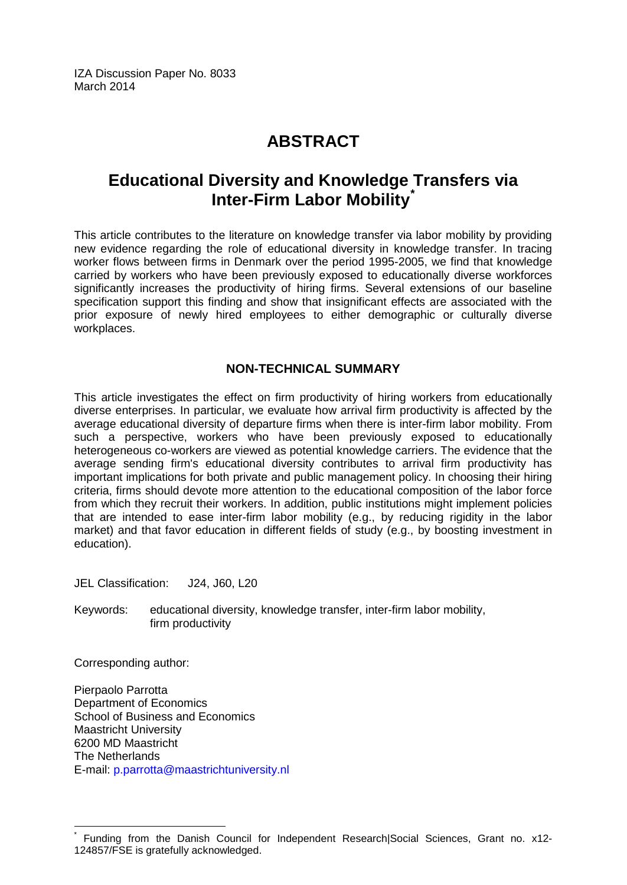IZA Discussion Paper No. 8033
March 2014

# ABSTRACT

## Educational Diversity and Knowledge Transfers via Inter-Firm Labor Mobility*

This article contributes to the literature on knowledge transfer via labor mobility by providing new evidence regarding the role of educational diversity in knowledge transfer. In tracing worker flows between firms in Denmark over the period 1995-2005, we find that knowledge carried by workers who have been previously exposed to educationally diverse workforces significantly increases the productivity of hiring firms. Several extensions of our baseline specification support this finding and show that insignificant effects are associated with the prior exposure of newly hired employees to either demographic or culturally diverse workplaces.

### NON-TECHNICAL SUMMARY

This article investigates the effect on firm productivity of hiring workers from educationally diverse enterprises. In particular, we evaluate how arrival firm productivity is affected by the average educational diversity of departure firms when there is inter-firm labor mobility. From such a perspective, workers who have been previously exposed to educationally heterogeneous co-workers are viewed as potential knowledge carriers. The evidence that the average sending firm's educational diversity contributes to arrival firm productivity has important implications for both private and public management policy. In choosing their hiring criteria, firms should devote more attention to the educational composition of the labor force from which they recruit their workers. In addition, public institutions might implement policies that are intended to ease inter-firm labor mobility (e.g., by reducing rigidity in the labor market) and that favor education in different fields of study (e.g., by boosting investment in education).

JEL Classification: J24, J60, L20

Keywords: educational diversity, knowledge transfer, inter-firm labor mobility, firm productivity

Corresponding author:

Pierpaolo Parrotta
Department of Economics
School of Business and Economics
Maastricht University
6200 MD Maastricht
The Netherlands
E-mail: p.parrotta@maastrichtuniversity.nl

---

\* Funding from the Danish Council for Independent Research|Social Sciences, Grant no. x12-124857/FSE is gratefully acknowledged.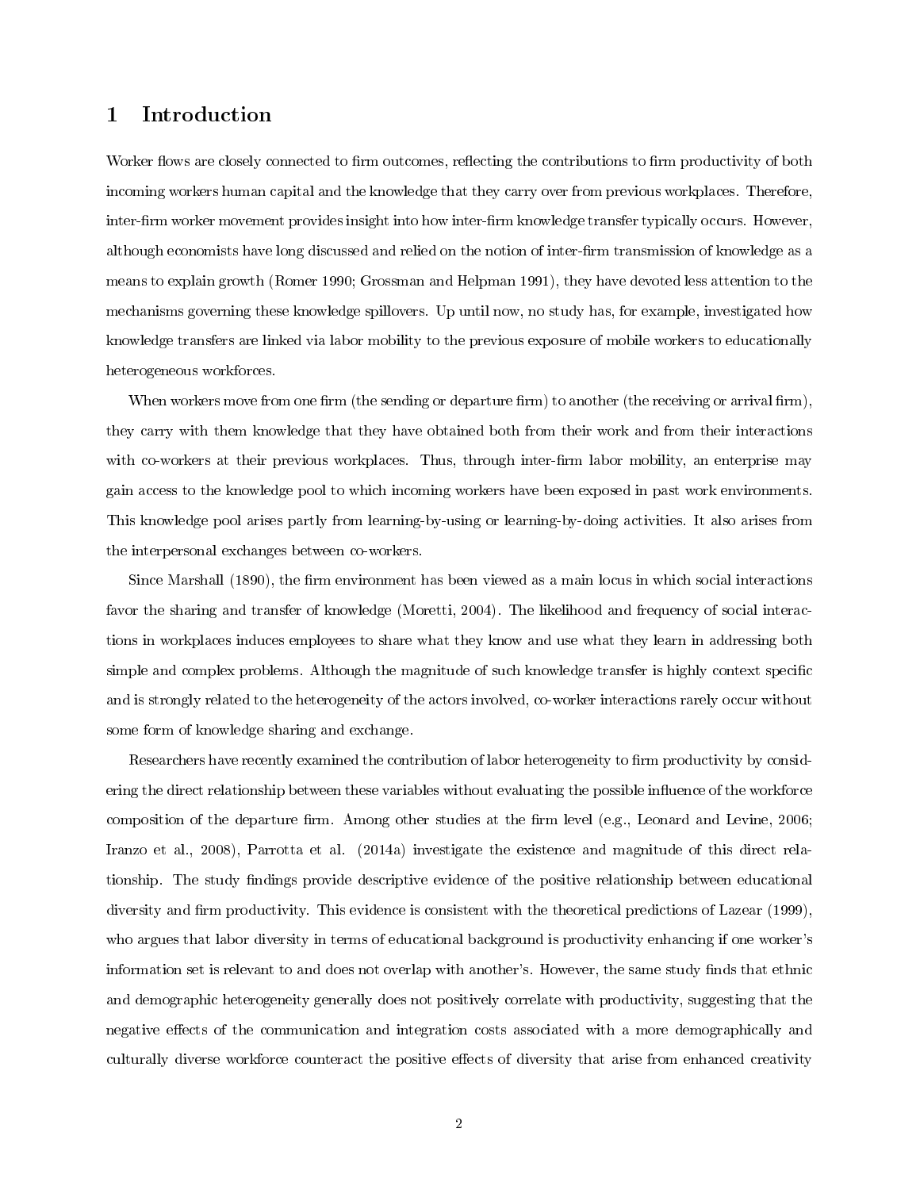# 1 Introduction

Worker flows are closely connected to firm outcomes, reflecting the contributions to firm productivity of both incoming workers human capital and the knowledge that they carry over from previous workplaces. Therefore, inter-firm worker movement provides insight into how inter-firm knowledge transfer typically occurs. However, although economists have long discussed and relied on the notion of inter-firm transmission of knowledge as a means to explain growth (Romer 1990; Grossman and Helpman 1991), they have devoted less attention to the mechanisms governing these knowledge spillovers. Up until now, no study has, for example, investigated how knowledge transfers are linked via labor mobility to the previous exposure of mobile workers to educationally heterogeneous workforces.

When workers move from one firm (the sending or departure firm) to another (the receiving or arrival firm), they carry with them knowledge that they have obtained both from their work and from their interactions with co-workers at their previous workplaces. Thus, through inter-firm labor mobility, an enterprise may gain access to the knowledge pool to which incoming workers have been exposed in past work environments. This knowledge pool arises partly from learning-by-using or learning-by-doing activities. It also arises from the interpersonal exchanges between co-workers.

Since Marshall (1890), the firm environment has been viewed as a main locus in which social interactions favor the sharing and transfer of knowledge (Moretti, 2004). The likelihood and frequency of social interactions in workplaces induces employees to share what they know and use what they learn in addressing both simple and complex problems. Although the magnitude of such knowledge transfer is highly context specific and is strongly related to the heterogeneity of the actors involved, co-worker interactions rarely occur without some form of knowledge sharing and exchange.

Researchers have recently examined the contribution of labor heterogeneity to firm productivity by considering the direct relationship between these variables without evaluating the possible influence of the workforce composition of the departure firm. Among other studies at the firm level (e.g., Leonard and Levine, 2006; Iranzo et al., 2008), Parrotta et al. (2014a) investigate the existence and magnitude of this direct relationship. The study findings provide descriptive evidence of the positive relationship between educational diversity and firm productivity. This evidence is consistent with the theoretical predictions of Lazear (1999), who argues that labor diversity in terms of educational background is productivity enhancing if one worker's information set is relevant to and does not overlap with another's. However, the same study finds that ethnic and demographic heterogeneity generally does not positively correlate with productivity, suggesting that the negative effects of the communication and integration costs associated with a more demographically and culturally diverse workforce counteract the positive effects of diversity that arise from enhanced creativity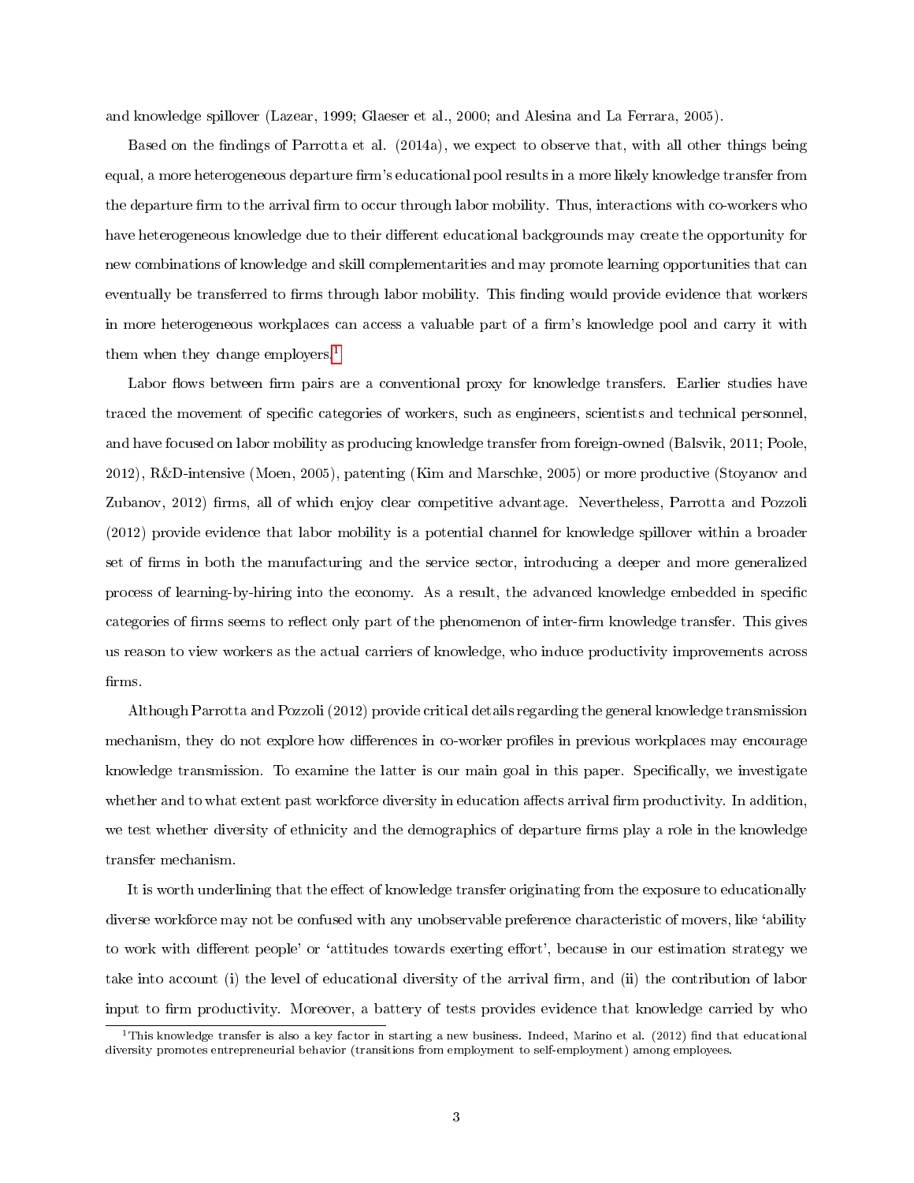and knowledge spillover (Lazear, 1999; Glaeser et al., 2000; and Alesina and La Ferrara, 2005).

Based on the findings of Parrotta et al. (2014a), we expect to observe that, with all other things being equal, a more heterogeneous departure firm's educational pool results in a more likely knowledge transfer from the departure firm to the arrival firm to occur through labor mobility. Thus, interactions with co-workers who have heterogeneous knowledge due to their different educational backgrounds may create the opportunity for new combinations of knowledge and skill complementarities and may promote learning opportunities that can eventually be transferred to firms through labor mobility. This finding would provide evidence that workers in more heterogeneous workplaces can access a valuable part of a firm's knowledge pool and carry it with them when they change employers.[1]

Labor flows between firm pairs are a conventional proxy for knowledge transfers. Earlier studies have traced the movement of specific categories of workers, such as engineers, scientists and technical personnel, and have focused on labor mobility as producing knowledge transfer from foreign-owned (Balsvik, 2011; Poole, 2012), R&D-intensive (Moen, 2005), patenting (Kim and Marschke, 2005) or more productive (Stoyanov and Zubanov, 2012) firms, all of which enjoy clear competitive advantage. Nevertheless, Parrotta and Pozzoli (2012) provide evidence that labor mobility is a potential channel for knowledge spillover within a broader set of firms in both the manufacturing and the service sector, introducing a deeper and more generalized process of learning-by-hiring into the economy. As a result, the advanced knowledge embedded in specific categories of firms seems to reflect only part of the phenomenon of inter-firm knowledge transfer. This gives us reason to view workers as the actual carriers of knowledge, who induce productivity improvements across firms.

Although Parrotta and Pozzoli (2012) provide critical details regarding the general knowledge transmission mechanism, they do not explore how differences in co-worker profiles in previous workplaces may encourage knowledge transmission. To examine the latter is our main goal in this paper. Specifically, we investigate whether and to what extent past workforce diversity in education affects arrival firm productivity. In addition, we test whether diversity of ethnicity and the demographics of departure firms play a role in the knowledge transfer mechanism.

It is worth underlining that the effect of knowledge transfer originating from the exposure to educationally diverse workforce may not be confused with any unobservable preference characteristic of movers, like 'ability to work with different people' or 'attitudes towards exerting effort', because in our estimation strategy we take into account (i) the level of educational diversity of the arrival firm, and (ii) the contribution of labor input to firm productivity. Moreover, a battery of tests provides evidence that knowledge carried by who

[1] This knowledge transfer is also a key factor in starting a new business. Indeed, Marino et al. (2012) find that educational diversity promotes entrepreneurial behavior (transitions from employment to self-employment) among employees.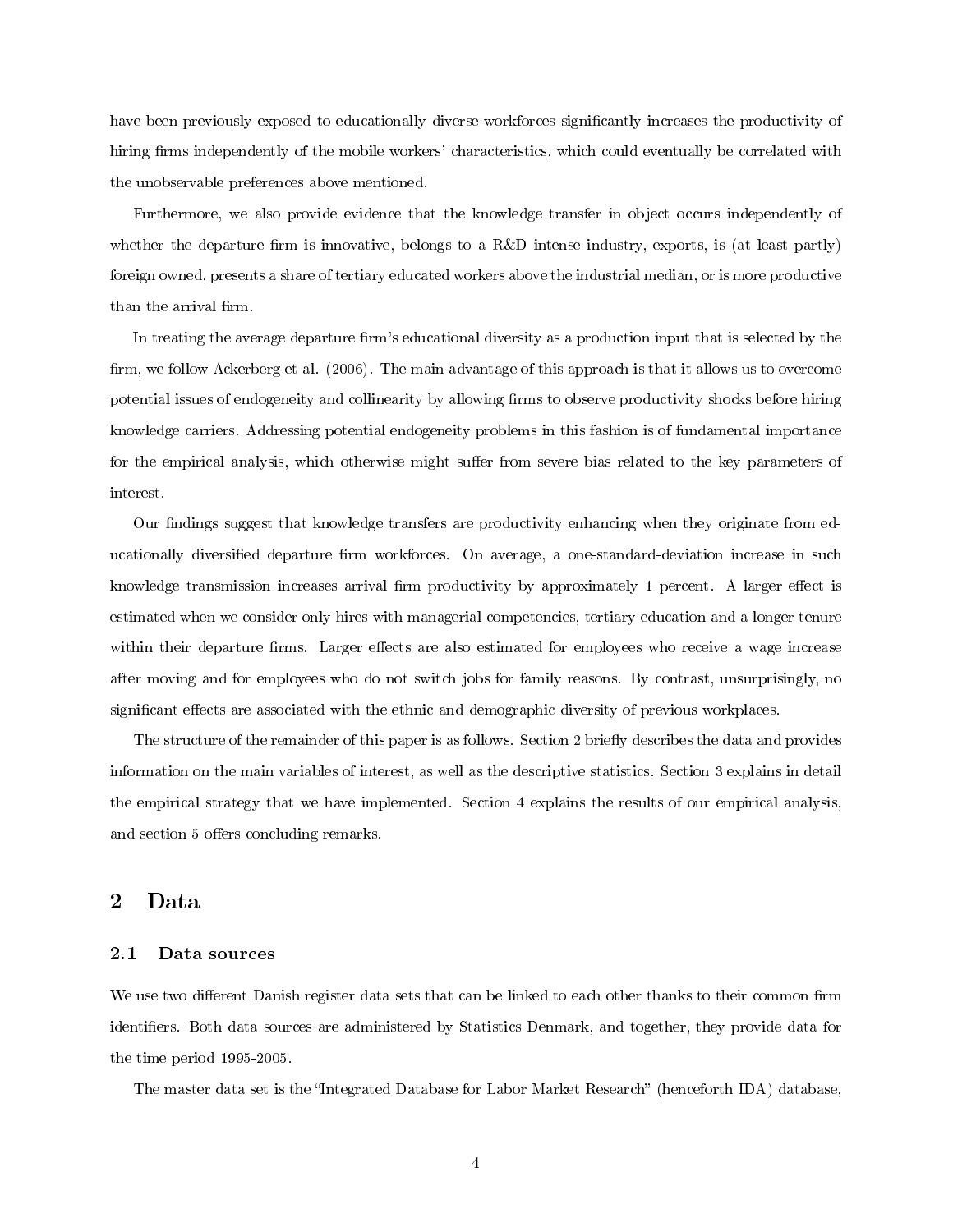have been previously exposed to educationally diverse workforces significantly increases the productivity of hiring firms independently of the mobile workers' characteristics, which could eventually be correlated with the unobservable preferences above mentioned.

Furthermore, we also provide evidence that the knowledge transfer in object occurs independently of whether the departure firm is innovative, belongs to a R&D intense industry, exports, is (at least partly) foreign owned, presents a share of tertiary educated workers above the industrial median, or is more productive than the arrival firm.

In treating the average departure firm's educational diversity as a production input that is selected by the firm, we follow Ackerberg et al. (2006). The main advantage of this approach is that it allows us to overcome potential issues of endogeneity and collinearity by allowing firms to observe productivity shocks before hiring knowledge carriers. Addressing potential endogeneity problems in this fashion is of fundamental importance for the empirical analysis, which otherwise might suffer from severe bias related to the key parameters of interest.

Our findings suggest that knowledge transfers are productivity enhancing when they originate from educationally diversified departure firm workforces. On average, a one-standard-deviation increase in such knowledge transmission increases arrival firm productivity by approximately 1 percent. A larger effect is estimated when we consider only hires with managerial competencies, tertiary education and a longer tenure within their departure firms. Larger effects are also estimated for employees who receive a wage increase after moving and for employees who do not switch jobs for family reasons. By contrast, unsurprisingly, no significant effects are associated with the ethnic and demographic diversity of previous workplaces.

The structure of the remainder of this paper is as follows. Section 2 briefly describes the data and provides information on the main variables of interest, as well as the descriptive statistics. Section 3 explains in detail the empirical strategy that we have implemented. Section 4 explains the results of our empirical analysis, and section 5 offers concluding remarks.

## 2 Data

### 2.1 Data sources

We use two different Danish register data sets that can be linked to each other thanks to their common firm identifiers. Both data sources are administered by Statistics Denmark, and together, they provide data for the time period 1995-2005.

The master data set is the "Integrated Database for Labor Market Research" (henceforth IDA) database,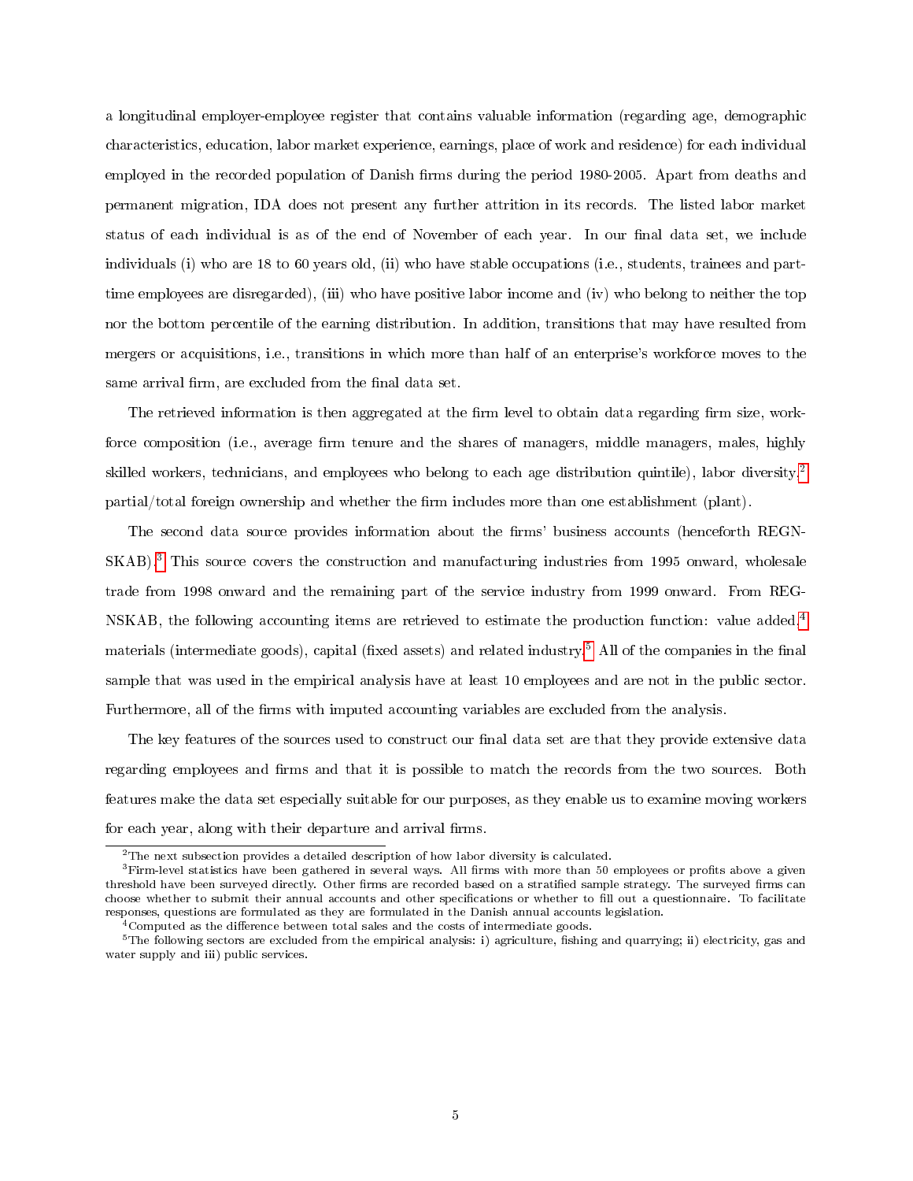a longitudinal employer-employee register that contains valuable information (regarding age, demographic characteristics, education, labor market experience, earnings, place of work and residence) for each individual employed in the recorded population of Danish firms during the period 1980-2005. Apart from deaths and permanent migration, IDA does not present any further attrition in its records. The listed labor market status of each individual is as of the end of November of each year. In our final data set, we include individuals (i) who are 18 to 60 years old, (ii) who have stable occupations (i.e., students, trainees and part-time employees are disregarded), (iii) who have positive labor income and (iv) who belong to neither the top nor the bottom percentile of the earning distribution. In addition, transitions that may have resulted from mergers or acquisitions, i.e., transitions in which more than half of an enterprise's workforce moves to the same arrival firm, are excluded from the final data set.

The retrieved information is then aggregated at the firm level to obtain data regarding firm size, workforce composition (i.e., average firm tenure and the shares of managers, middle managers, males, highly skilled workers, technicians, and employees who belong to each age distribution quintile), labor diversity,[2] partial/total foreign ownership and whether the firm includes more than one establishment (plant).

The second data source provides information about the firms' business accounts (henceforth REGNSKAB).[3] This source covers the construction and manufacturing industries from 1995 onward, wholesale trade from 1998 onward and the remaining part of the service industry from 1999 onward. From REGNSKAB, the following accounting items are retrieved to estimate the production function: value added,[4] materials (intermediate goods), capital (fixed assets) and related industry.[5] All of the companies in the final sample that was used in the empirical analysis have at least 10 employees and are not in the public sector. Furthermore, all of the firms with imputed accounting variables are excluded from the analysis.

The key features of the sources used to construct our final data set are that they provide extensive data regarding employees and firms and that it is possible to match the records from the two sources. Both features make the data set especially suitable for our purposes, as they enable us to examine moving workers for each year, along with their departure and arrival firms.

---

[2] The next subsection provides a detailed description of how labor diversity is calculated.

[3] Firm-level statistics have been gathered in several ways. All firms with more than 50 employees or profits above a given threshold have been surveyed directly. Other firms are recorded based on a stratified sample strategy. The surveyed firms can choose whether to submit their annual accounts and other specifications or whether to fill out a questionnaire. To facilitate responses, questions are formulated as they are formulated in the Danish annual accounts legislation.

[4] Computed as the difference between total sales and the costs of intermediate goods.

[5] The following sectors are excluded from the empirical analysis: i) agriculture, fishing and quarrying; ii) electricity, gas and water supply and iii) public services.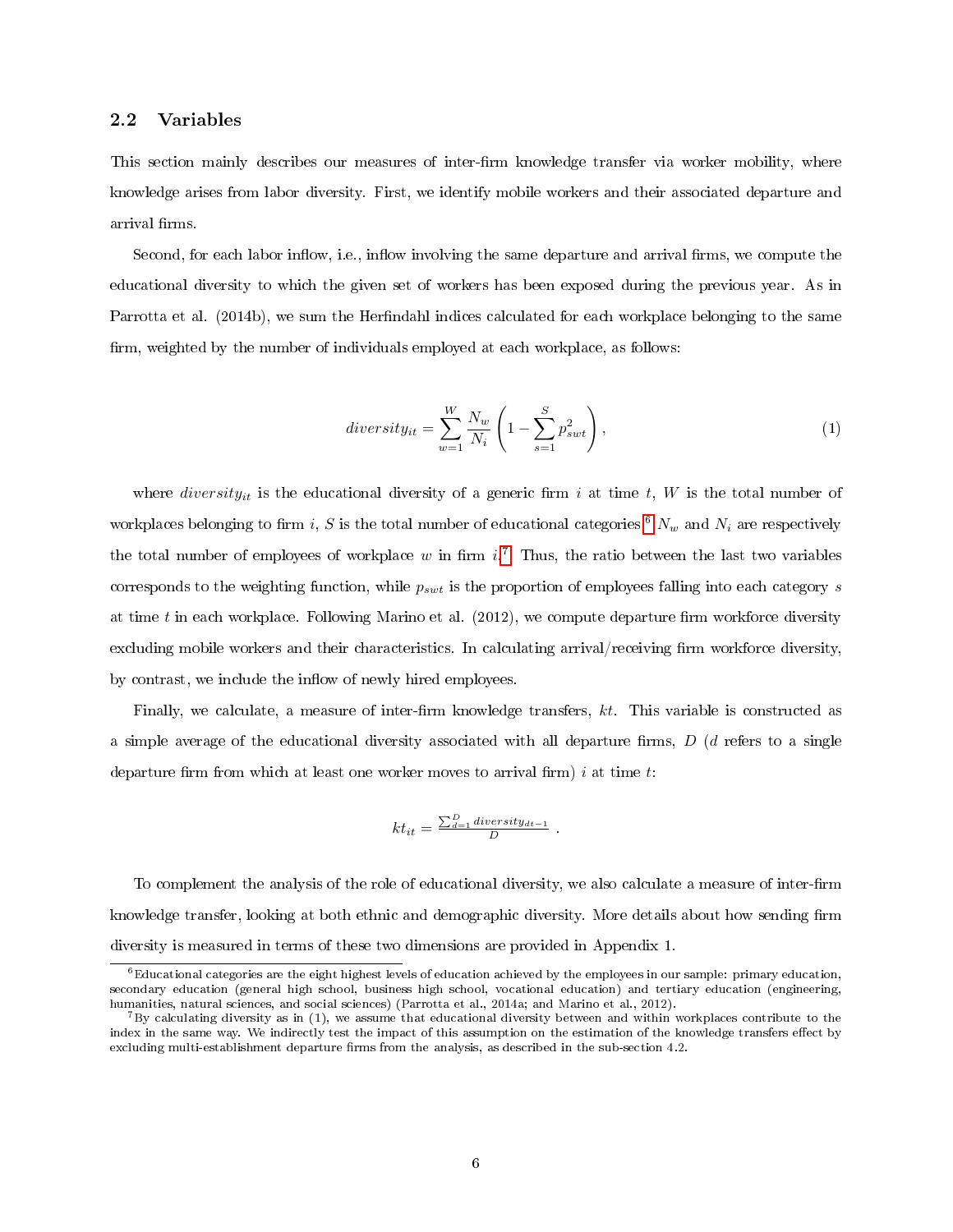### 2.2 Variables

This section mainly describes our measures of inter-firm knowledge transfer via worker mobility, where knowledge arises from labor diversity. First, we identify mobile workers and their associated departure and arrival firms.

Second, for each labor inflow, i.e., inflow involving the same departure and arrival firms, we compute the educational diversity to which the given set of workers has been exposed during the previous year. As in Parrotta et al. (2014b), we sum the Herfindahl indices calculated for each workplace belonging to the same firm, weighted by the number of individuals employed at each workplace, as follows:

$$diversity_{it} = \sum_{w=1}^{W} \frac{N_w}{N_i} \left( 1 - \sum_{s=1}^{S} p_{swt}^2 \right), \tag{1}$$

where $diversity_{it}$ is the educational diversity of a generic firm $i$ at time $t$, $W$ is the total number of workplaces belonging to firm $i$, $S$ is the total number of educational categories,[6] $N_w$ and $N_i$ are respectively the total number of employees of workplace $w$ in firm $i$.[7] Thus, the ratio between the last two variables corresponds to the weighting function, while $p_{swt}$ is the proportion of employees falling into each category $s$ at time $t$ in each workplace. Following Marino et al. (2012), we compute departure firm workforce diversity excluding mobile workers and their characteristics. In calculating arrival/receiving firm workforce diversity, by contrast, we include the inflow of newly hired employees.

Finally, we calculate, a measure of inter-firm knowledge transfers, $kt$. This variable is constructed as a simple average of the educational diversity associated with all departure firms, $D$ ($d$ refers to a single departure firm from which at least one worker moves to arrival firm) $i$ at time $t$:

$$kt_{it} = \frac{\sum_{d=1}^{D} diversity_{dt-1}}{D} \ .$$

To complement the analysis of the role of educational diversity, we also calculate a measure of inter-firm knowledge transfer, looking at both ethnic and demographic diversity. More details about how sending firm diversity is measured in terms of these two dimensions are provided in Appendix 1.

[6] Educational categories are the eight highest levels of education achieved by the employees in our sample: primary education, secondary education (general high school, business high school, vocational education) and tertiary education (engineering, humanities, natural sciences, and social sciences) (Parrotta et al., 2014a; and Marino et al., 2012).

[7] By calculating diversity as in (1), we assume that educational diversity between and within workplaces contribute to the index in the same way. We indirectly test the impact of this assumption on the estimation of the knowledge transfers effect by excluding multi-establishment departure firms from the analysis, as described in the sub-section 4.2.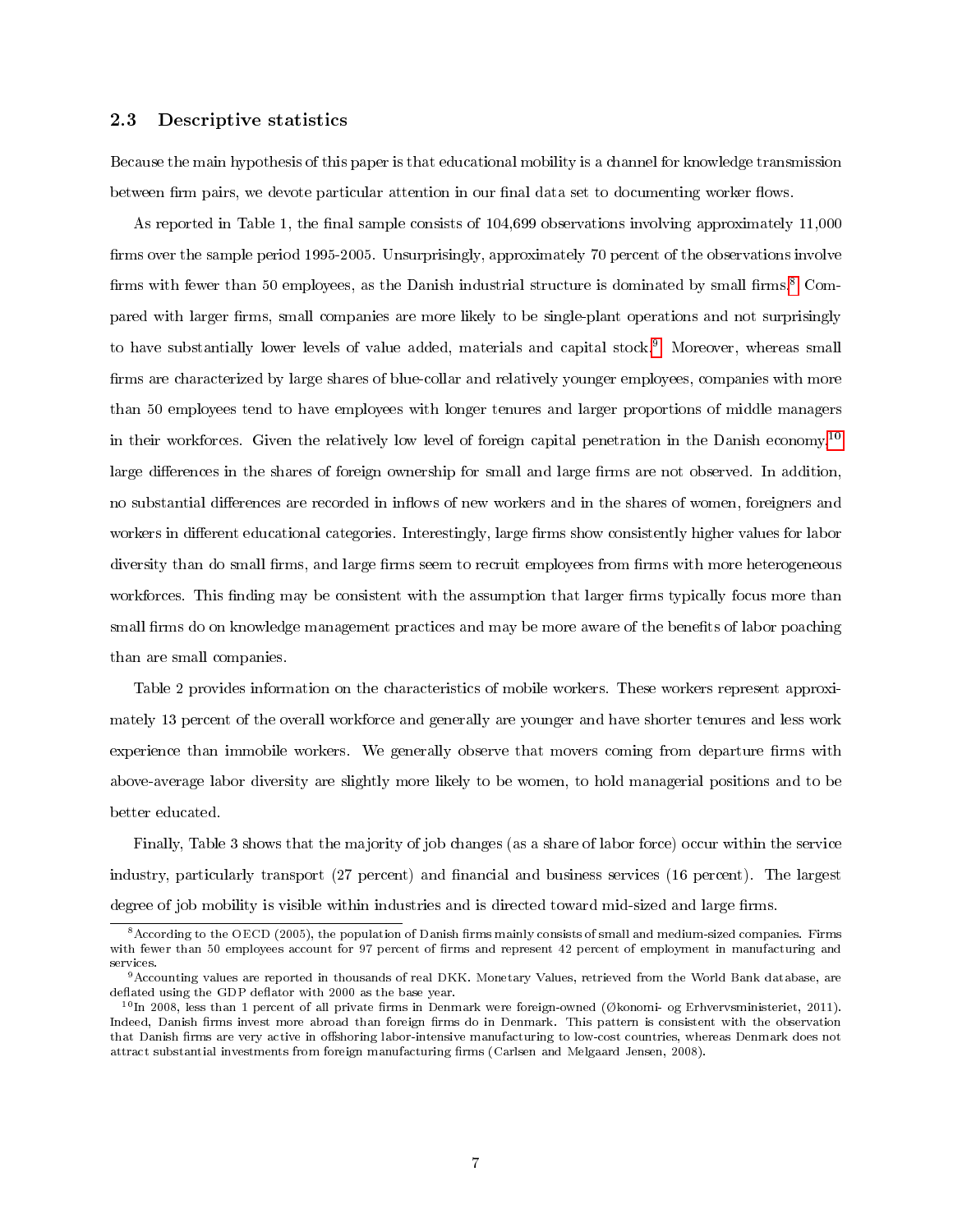### 2.3 Descriptive statistics

Because the main hypothesis of this paper is that educational mobility is a channel for knowledge transmission between firm pairs, we devote particular attention in our final data set to documenting worker flows.

As reported in Table 1, the final sample consists of 104,699 observations involving approximately 11,000 firms over the sample period 1995-2005. Unsurprisingly, approximately 70 percent of the observations involve firms with fewer than 50 employees, as the Danish industrial structure is dominated by small firms.[8] Compared with larger firms, small companies are more likely to be single-plant operations and not surprisingly to have substantially lower levels of value added, materials and capital stock.[9] Moreover, whereas small firms are characterized by large shares of blue-collar and relatively younger employees, companies with more than 50 employees tend to have employees with longer tenures and larger proportions of middle managers in their workforces. Given the relatively low level of foreign capital penetration in the Danish economy,[10] large differences in the shares of foreign ownership for small and large firms are not observed. In addition, no substantial differences are recorded in inflows of new workers and in the shares of women, foreigners and workers in different educational categories. Interestingly, large firms show consistently higher values for labor diversity than do small firms, and large firms seem to recruit employees from firms with more heterogeneous workforces. This finding may be consistent with the assumption that larger firms typically focus more than small firms do on knowledge management practices and may be more aware of the benefits of labor poaching than are small companies.

Table 2 provides information on the characteristics of mobile workers. These workers represent approximately 13 percent of the overall workforce and generally are younger and have shorter tenures and less work experience than immobile workers. We generally observe that movers coming from departure firms with above-average labor diversity are slightly more likely to be women, to hold managerial positions and to be better educated.

Finally, Table 3 shows that the majority of job changes (as a share of labor force) occur within the service industry, particularly transport (27 percent) and financial and business services (16 percent). The largest degree of job mobility is visible within industries and is directed toward mid-sized and large firms.

[8] According to the OECD (2005), the population of Danish firms mainly consists of small and medium-sized companies. Firms with fewer than 50 employees account for 97 percent of firms and represent 42 percent of employment in manufacturing and services.

[9] Accounting values are reported in thousands of real DKK. Monetary Values, retrieved from the World Bank database, are deflated using the GDP deflator with 2000 as the base year.

[10] In 2008, less than 1 percent of all private firms in Denmark were foreign-owned (Økonomi- og Erhvervsministeriet, 2011). Indeed, Danish firms invest more abroad than foreign firms do in Denmark. This pattern is consistent with the observation that Danish firms are very active in offshoring labor-intensive manufacturing to low-cost countries, whereas Denmark does not attract substantial investments from foreign manufacturing firms (Carlsen and Melgaard Jensen, 2008).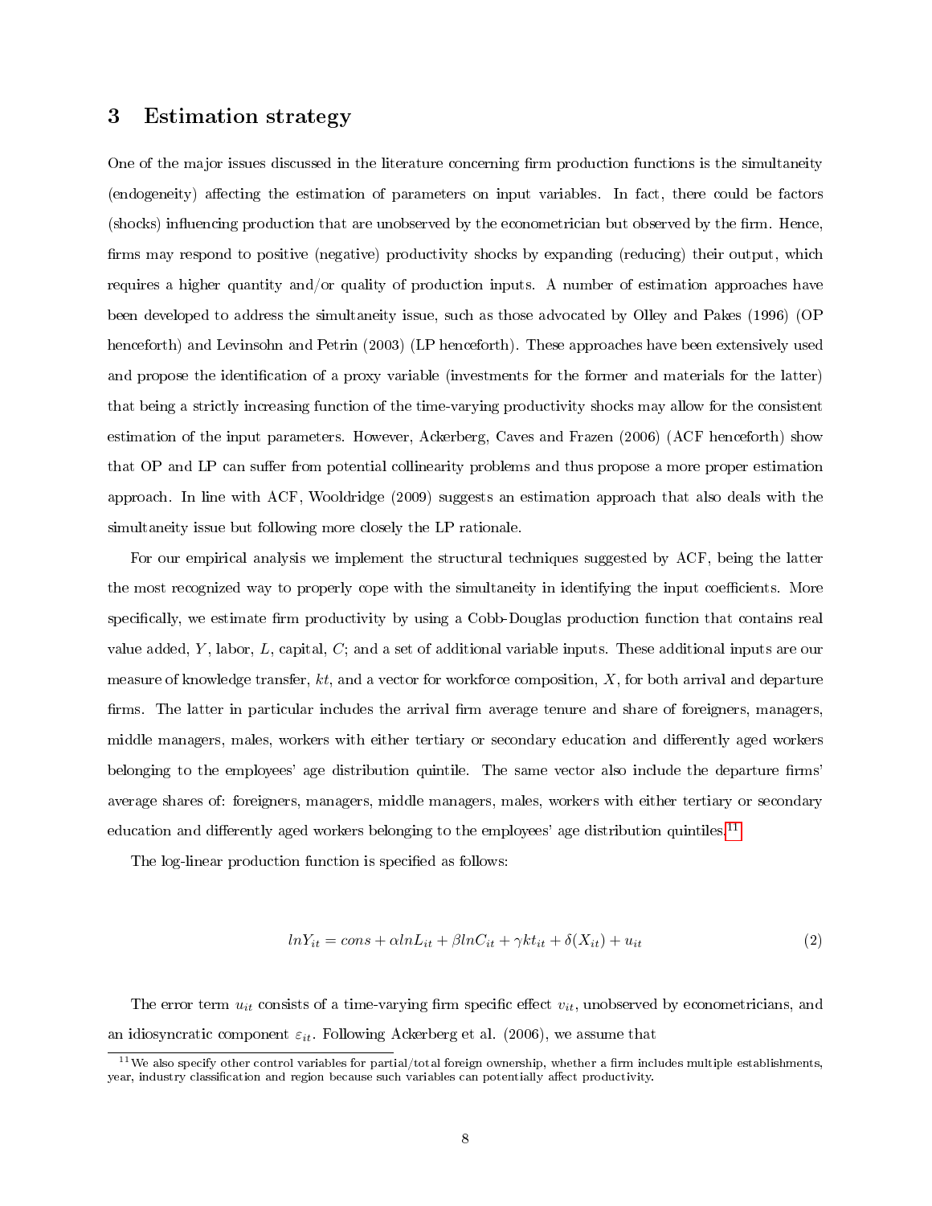## 3 Estimation strategy

One of the major issues discussed in the literature concerning firm production functions is the simultaneity (endogeneity) affecting the estimation of parameters on input variables. In fact, there could be factors (shocks) influencing production that are unobserved by the econometrician but observed by the firm. Hence, firms may respond to positive (negative) productivity shocks by expanding (reducing) their output, which requires a higher quantity and/or quality of production inputs. A number of estimation approaches have been developed to address the simultaneity issue, such as those advocated by Olley and Pakes (1996) (OP henceforth) and Levinsohn and Petrin (2003) (LP henceforth). These approaches have been extensively used and propose the identification of a proxy variable (investments for the former and materials for the latter) that being a strictly increasing function of the time-varying productivity shocks may allow for the consistent estimation of the input parameters. However, Ackerberg, Caves and Frazen (2006) (ACF henceforth) show that OP and LP can suffer from potential collinearity problems and thus propose a more proper estimation approach. In line with ACF, Wooldridge (2009) suggests an estimation approach that also deals with the simultaneity issue but following more closely the LP rationale.

For our empirical analysis we implement the structural techniques suggested by ACF, being the latter the most recognized way to properly cope with the simultaneity in identifying the input coefficients. More specifically, we estimate firm productivity by using a Cobb-Douglas production function that contains real value added, $Y$, labor, $L$, capital, $C$; and a set of additional variable inputs. These additional inputs are our measure of knowledge transfer, $kt$, and a vector for workforce composition, $X$, for both arrival and departure firms. The latter in particular includes the arrival firm average tenure and share of foreigners, managers, middle managers, males, workers with either tertiary or secondary education and differently aged workers belonging to the employees' age distribution quintile. The same vector also include the departure firms' average shares of: foreigners, managers, middle managers, males, workers with either tertiary or secondary education and differently aged workers belonging to the employees' age distribution quintiles.[11]

The log-linear production function is specified as follows:

$$lnY_{it} = cons + \alpha lnL_{it} + \beta lnC_{it} + \gamma kt_{it} + \delta(X_{it}) + u_{it} \tag{2}$$

The error term $u_{it}$ consists of a time-varying firm specific effect $v_{it}$, unobserved by econometricians, and an idiosyncratic component $\varepsilon_{it}$. Following Ackerberg et al. (2006), we assume that

[11] We also specify other control variables for partial/total foreign ownership, whether a firm includes multiple establishments, year, industry classification and region because such variables can potentially affect productivity.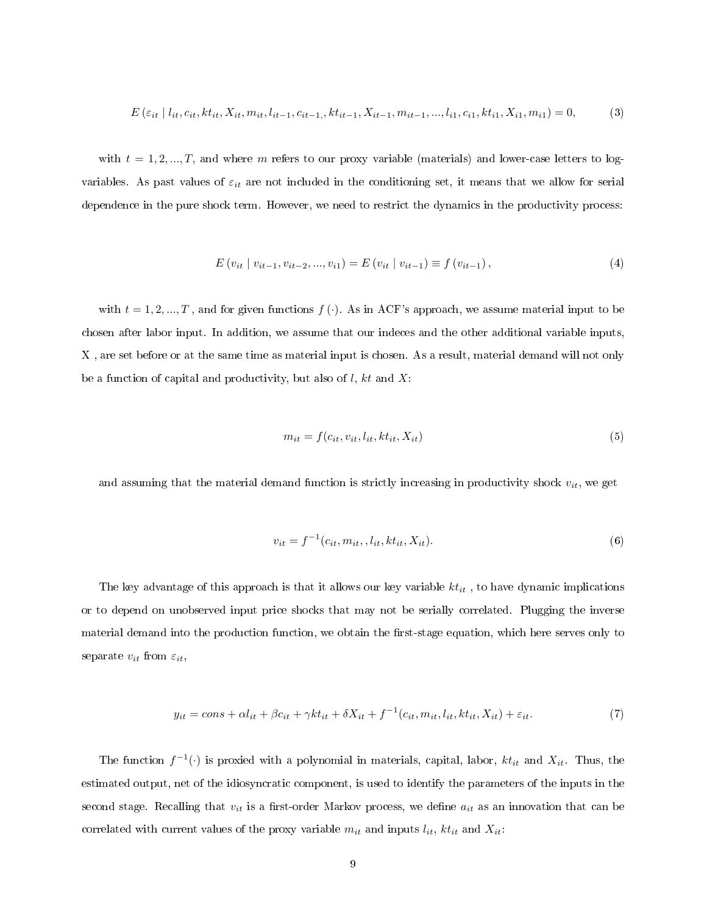$$E\left(\varepsilon_{it} \mid l_{it}, c_{it}, kt_{it}, X_{it}, m_{it}, l_{it-1}, c_{it-1,}, kt_{it-1}, X_{it-1}, m_{it-1}, ..., l_{i1}, c_{i1}, kt_{i1}, X_{i1}, m_{i1}\right) = 0, \tag{3}$$

with $t = 1, 2, ..., T$, and where $m$ refers to our proxy variable (materials) and lower-case letters to log-variables. As past values of $\varepsilon_{it}$ are not included in the conditioning set, it means that we allow for serial dependence in the pure shock term. However, we need to restrict the dynamics in the productivity process:

$$E\left(v_{it} \mid v_{it-1}, v_{it-2}, ..., v_{i1}\right) = E\left(v_{it} \mid v_{it-1}\right) \equiv f\left(v_{it-1}\right), \tag{4}$$

with $t = 1, 2, ..., T$ , and for given functions $f(\cdot)$. As in ACF's approach, we assume material input to be chosen after labor input. In addition, we assume that our indeces and the other additional variable inputs, X , are set before or at the same time as material input is chosen. As a result, material demand will not only be a function of capital and productivity, but also of $l$, $kt$ and $X$:

$$m_{it} = f(c_{it}, v_{it}, l_{it}, kt_{it}, X_{it}) \tag{5}$$

and assuming that the material demand function is strictly increasing in productivity shock $v_{it}$, we get

$$v_{it} = f^{-1}(c_{it}, m_{it}, , l_{it}, kt_{it}, X_{it}). \tag{6}$$

The key advantage of this approach is that it allows our key variable $kt_{it}$ , to have dynamic implications or to depend on unobserved input price shocks that may not be serially correlated. Plugging the inverse material demand into the production function, we obtain the first-stage equation, which here serves only to separate $v_{it}$ from $\varepsilon_{it}$,

$$y_{it} = cons + \alpha l_{it} + \beta c_{it} + \gamma kt_{it} + \delta X_{it} + f^{-1}(c_{it}, m_{it}, l_{it}, kt_{it}, X_{it}) + \varepsilon_{it}. \tag{7}$$

The function $f^{-1}(\cdot)$ is proxied with a polynomial in materials, capital, labor, $kt_{it}$ and $X_{it}$. Thus, the estimated output, net of the idiosyncratic component, is used to identify the parameters of the inputs in the second stage. Recalling that $v_{it}$ is a first-order Markov process, we define $a_{it}$ as an innovation that can be correlated with current values of the proxy variable $m_{it}$ and inputs $l_{it}$, $kt_{it}$ and $X_{it}$: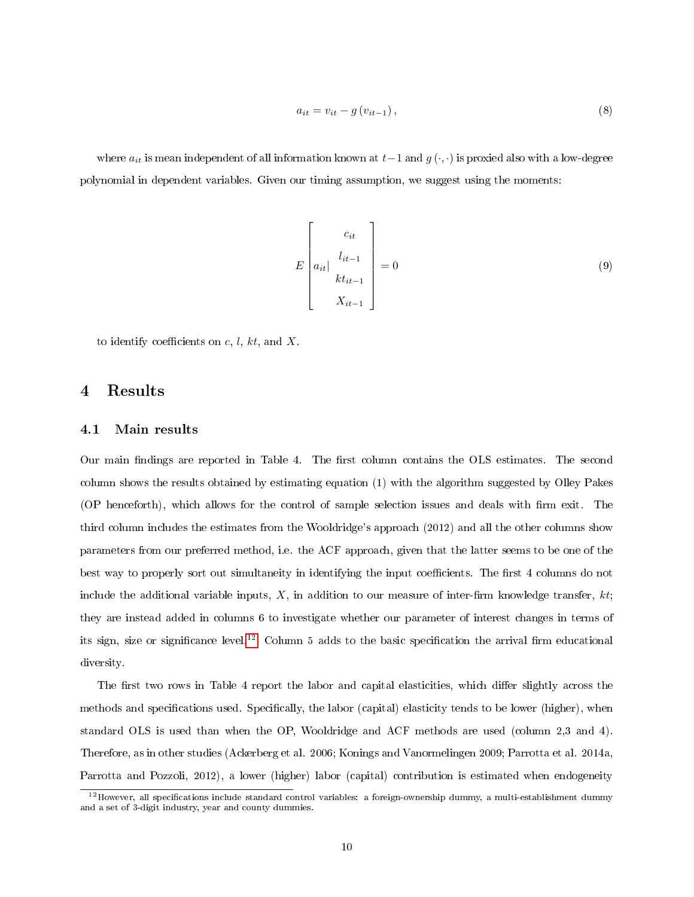$$a_{it} = v_{it} - g(v_{it-1}), \tag{8}$$

where $a_{it}$ is mean independent of all information known at $t-1$ and $g(\cdot,\cdot)$ is proxied also with a low-degree polynomial in dependent variables. Given our timing assumption, we suggest using the moments:

$$E\left[a_{it}| \begin{array}{c} c_{it} \\ l_{it-1} \\ kt_{it-1} \\ X_{it-1} \end{array}\right] = 0 \tag{9}$$

to identify coefficients on $c$, $l$, $kt$, and $X$.

# 4 Results

## 4.1 Main results

Our main findings are reported in Table 4. The first column contains the OLS estimates. The second column shows the results obtained by estimating equation (1) with the algorithm suggested by Olley Pakes (OP henceforth), which allows for the control of sample selection issues and deals with firm exit. The third column includes the estimates from the Wooldridge's approach (2012) and all the other columns show parameters from our preferred method, i.e. the ACF approach, given that the latter seems to be one of the best way to properly sort out simultaneity in identifying the input coefficients. The first 4 columns do not include the additional variable inputs, $X$, in addition to our measure of inter-firm knowledge transfer, $kt$; they are instead added in columns 6 to investigate whether our parameter of interest changes in terms of its sign, size or significance level.[12] Column 5 adds to the basic specification the arrival firm educational diversity.

The first two rows in Table 4 report the labor and capital elasticities, which differ slightly across the methods and specifications used. Specifically, the labor (capital) elasticity tends to be lower (higher), when standard OLS is used than when the OP, Wooldridge and ACF methods are used (column 2,3 and 4). Therefore, as in other studies (Ackerberg et al. 2006; Konings and Vanormelingen 2009; Parrotta et al. 2014a, Parrotta and Pozzoli, 2012), a lower (higher) labor (capital) contribution is estimated when endogeneity

[12] However, all specifications include standard control variables: a foreign-ownership dummy, a multi-establishment dummy and a set of 3-digit industry, year and county dummies.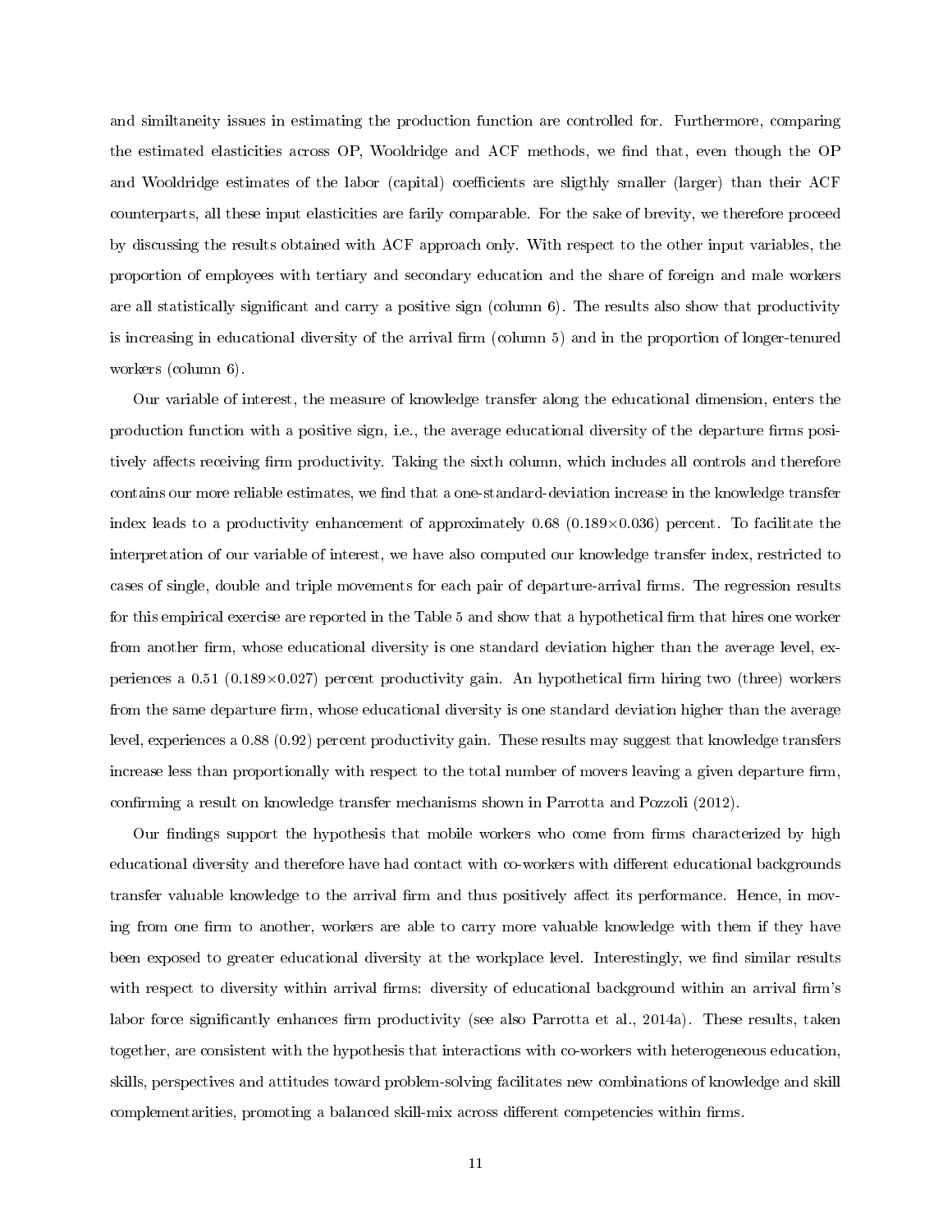and similtaneity issues in estimating the production function are controlled for. Furthermore, comparing the estimated elasticities across OP, Wooldridge and ACF methods, we find that, even though the OP and Wooldridge estimates of the labor (capital) coefficients are sligthly smaller (larger) than their ACF counterparts, all these input elasticities are farily comparable. For the sake of brevity, we therefore proceed by discussing the results obtained with ACF approach only. With respect to the other input variables, the proportion of employees with tertiary and secondary education and the share of foreign and male workers are all statistically significant and carry a positive sign (column 6). The results also show that productivity is increasing in educational diversity of the arrival firm (column 5) and in the proportion of longer-tenured workers (column 6).

Our variable of interest, the measure of knowledge transfer along the educational dimension, enters the production function with a positive sign, i.e., the average educational diversity of the departure firms positively affects receiving firm productivity. Taking the sixth column, which includes all controls and therefore contains our more reliable estimates, we find that a one-standard-deviation increase in the knowledge transfer index leads to a productivity enhancement of approximately 0.68 ($0.189 \times 0.036$) percent. To facilitate the interpretation of our variable of interest, we have also computed our knowledge transfer index, restricted to cases of single, double and triple movements for each pair of departure-arrival firms. The regression results for this empirical exercise are reported in the Table 5 and show that a hypothetical firm that hires one worker from another firm, whose educational diversity is one standard deviation higher than the average level, experiences a 0.51 ($0.189 \times 0.027$) percent productivity gain. An hypothetical firm hiring two (three) workers from the same departure firm, whose educational diversity is one standard deviation higher than the average level, experiences a 0.88 (0.92) percent productivity gain. These results may suggest that knowledge transfers increase less than proportionally with respect to the total number of movers leaving a given departure firm, confirming a result on knowledge transfer mechanisms shown in Parrotta and Pozzoli (2012).

Our findings support the hypothesis that mobile workers who come from firms characterized by high educational diversity and therefore have had contact with co-workers with different educational backgrounds transfer valuable knowledge to the arrival firm and thus positively affect its performance. Hence, in moving from one firm to another, workers are able to carry more valuable knowledge with them if they have been exposed to greater educational diversity at the workplace level. Interestingly, we find similar results with respect to diversity within arrival firms: diversity of educational background within an arrival firm's labor force significantly enhances firm productivity (see also Parrotta et al., 2014a). These results, taken together, are consistent with the hypothesis that interactions with co-workers with heterogeneous education, skills, perspectives and attitudes toward problem-solving facilitates new combinations of knowledge and skill complementarities, promoting a balanced skill-mix across different competencies within firms.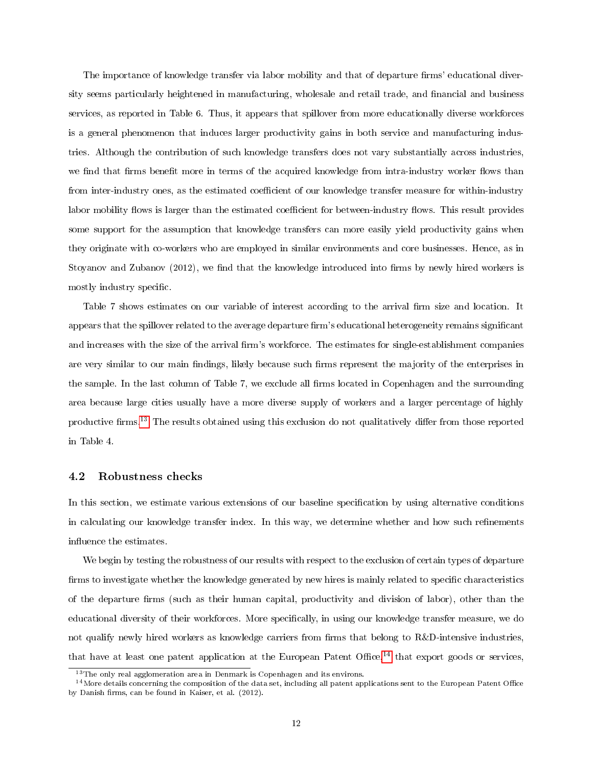The importance of knowledge transfer via labor mobility and that of departure firms' educational diversity seems particularly heightened in manufacturing, wholesale and retail trade, and financial and business services, as reported in Table 6. Thus, it appears that spillover from more educationally diverse workforces is a general phenomenon that induces larger productivity gains in both service and manufacturing industries. Although the contribution of such knowledge transfers does not vary substantially across industries, we find that firms benefit more in terms of the acquired knowledge from intra-industry worker flows than from inter-industry ones, as the estimated coefficient of our knowledge transfer measure for within-industry labor mobility flows is larger than the estimated coefficient for between-industry flows. This result provides some support for the assumption that knowledge transfers can more easily yield productivity gains when they originate with co-workers who are employed in similar environments and core businesses. Hence, as in Stoyanov and Zubanov (2012), we find that the knowledge introduced into firms by newly hired workers is mostly industry specific.

Table 7 shows estimates on our variable of interest according to the arrival firm size and location. It appears that the spillover related to the average departure firm's educational heterogeneity remains significant and increases with the size of the arrival firm's workforce. The estimates for single-establishment companies are very similar to our main findings, likely because such firms represent the majority of the enterprises in the sample. In the last column of Table 7, we exclude all firms located in Copenhagen and the surrounding area because large cities usually have a more diverse supply of workers and a larger percentage of highly productive firms.[13] The results obtained using this exclusion do not qualitatively differ from those reported in Table 4.

## 4.2 Robustness checks

In this section, we estimate various extensions of our baseline specification by using alternative conditions in calculating our knowledge transfer index. In this way, we determine whether and how such refinements influence the estimates.

We begin by testing the robustness of our results with respect to the exclusion of certain types of departure firms to investigate whether the knowledge generated by new hires is mainly related to specific characteristics of the departure firms (such as their human capital, productivity and division of labor), other than the educational diversity of their workforces. More specifically, in using our knowledge transfer measure, we do not qualify newly hired workers as knowledge carriers from firms that belong to R&D-intensive industries, that have at least one patent application at the European Patent Office,[14] that export goods or services,

[13] The only real agglomeration area in Denmark is Copenhagen and its environs.

[14] More details concerning the composition of the data set, including all patent applications sent to the European Patent Office by Danish firms, can be found in Kaiser, et al. (2012).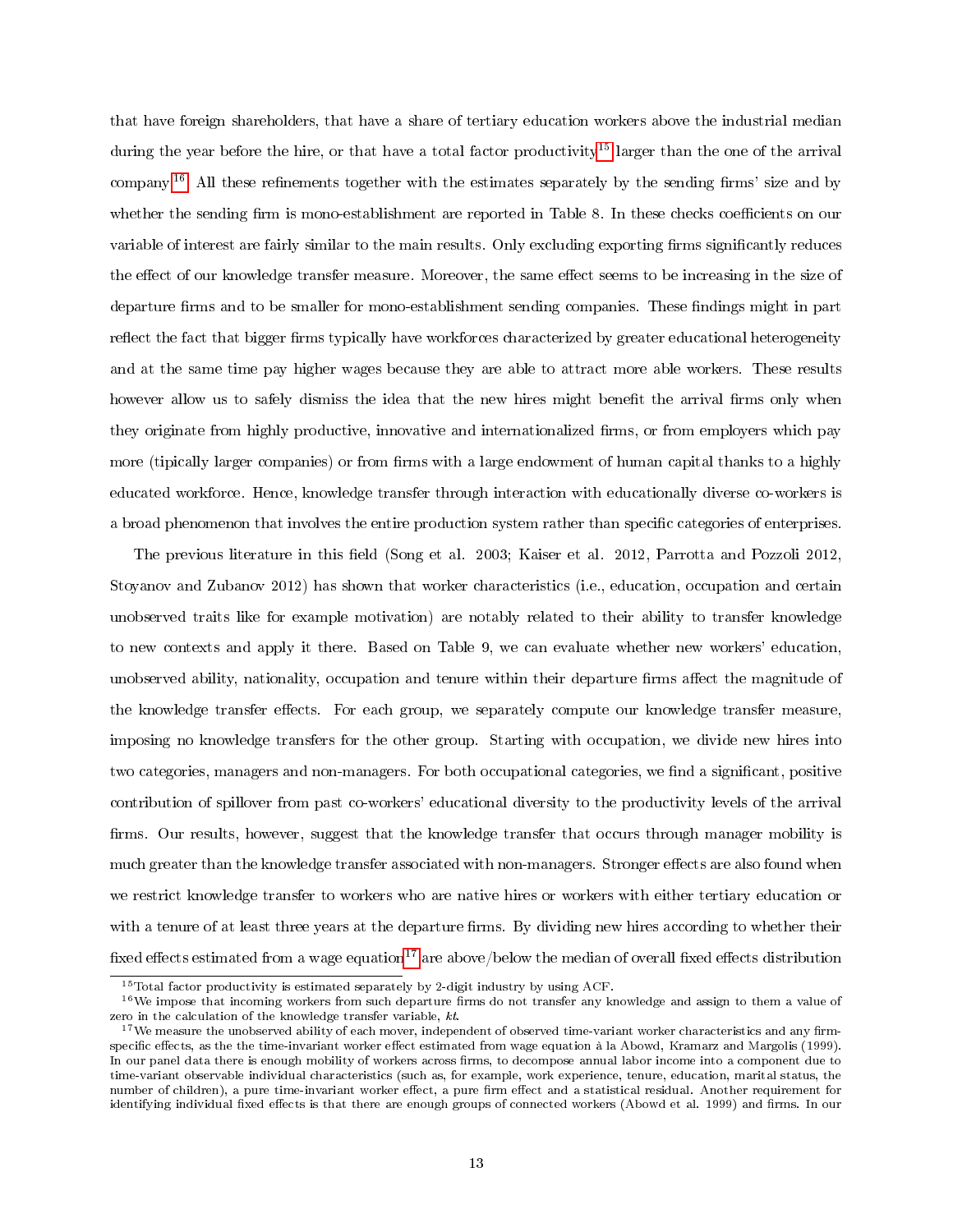that have foreign shareholders, that have a share of tertiary education workers above the industrial median during the year before the hire, or that have a total factor productivity[15] larger than the one of the arrival company.[16] All these refinements together with the estimates separately by the sending firms' size and by whether the sending firm is mono-establishment are reported in Table 8. In these checks coefficients on our variable of interest are fairly similar to the main results. Only excluding exporting firms significantly reduces the effect of our knowledge transfer measure. Moreover, the same effect seems to be increasing in the size of departure firms and to be smaller for mono-establishment sending companies. These findings might in part reflect the fact that bigger firms typically have workforces characterized by greater educational heterogeneity and at the same time pay higher wages because they are able to attract more able workers. These results however allow us to safely dismiss the idea that the new hires might benefit the arrival firms only when they originate from highly productive, innovative and internationalized firms, or from employers which pay more (tipically larger companies) or from firms with a large endowment of human capital thanks to a highly educated workforce. Hence, knowledge transfer through interaction with educationally diverse co-workers is a broad phenomenon that involves the entire production system rather than specific categories of enterprises.

The previous literature in this field (Song et al. 2003; Kaiser et al. 2012, Parrotta and Pozzoli 2012, Stoyanov and Zubanov 2012) has shown that worker characteristics (i.e., education, occupation and certain unobserved traits like for example motivation) are notably related to their ability to transfer knowledge to new contexts and apply it there. Based on Table 9, we can evaluate whether new workers' education, unobserved ability, nationality, occupation and tenure within their departure firms affect the magnitude of the knowledge transfer effects. For each group, we separately compute our knowledge transfer measure, imposing no knowledge transfers for the other group. Starting with occupation, we divide new hires into two categories, managers and non-managers. For both occupational categories, we find a significant, positive contribution of spillover from past co-workers' educational diversity to the productivity levels of the arrival firms. Our results, however, suggest that the knowledge transfer that occurs through manager mobility is much greater than the knowledge transfer associated with non-managers. Stronger effects are also found when we restrict knowledge transfer to workers who are native hires or workers with either tertiary education or with a tenure of at least three years at the departure firms. By dividing new hires according to whether their fixed effects estimated from a wage equation[17] are above/below the median of overall fixed effects distribution

[15] Total factor productivity is estimated separately by 2-digit industry by using ACF.

[16] We impose that incoming workers from such departure firms do not transfer any knowledge and assign to them a value of zero in the calculation of the knowledge transfer variable, *kt*.

[17] We measure the unobserved ability of each mover, independent of observed time-variant worker characteristics and any firm-specific effects, as the the time-invariant worker effect estimated from wage equation à la Abowd, Kramarz and Margolis (1999). In our panel data there is enough mobility of workers across firms, to decompose annual labor income into a component due to time-variant observable individual characteristics (such as, for example, work experience, tenure, education, marital status, the number of children), a pure time-invariant worker effect, a pure firm effect and a statistical residual. Another requirement for identifying individual fixed effects is that there are enough groups of connected workers (Abowd et al. 1999) and firms. In our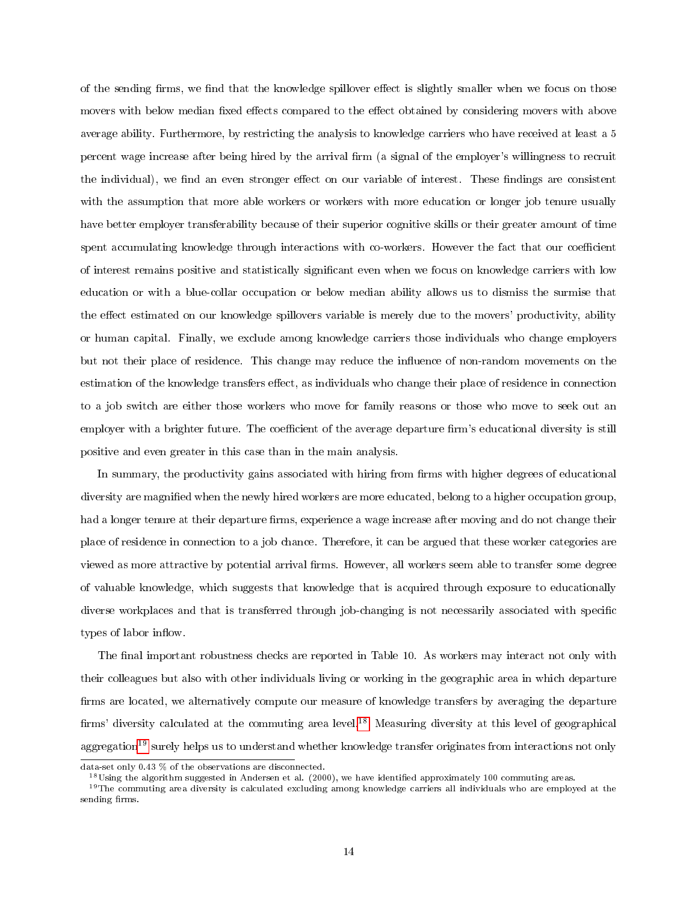of the sending firms, we find that the knowledge spillover effect is slightly smaller when we focus on those movers with below median fixed effects compared to the effect obtained by considering movers with above average ability. Furthermore, by restricting the analysis to knowledge carriers who have received at least a 5 percent wage increase after being hired by the arrival firm (a signal of the employer's willingness to recruit the individual), we find an even stronger effect on our variable of interest. These findings are consistent with the assumption that more able workers or workers with more education or longer job tenure usually have better employer transferability because of their superior cognitive skills or their greater amount of time spent accumulating knowledge through interactions with co-workers. However the fact that our coefficient of interest remains positive and statistically significant even when we focus on knowledge carriers with low education or with a blue-collar occupation or below median ability allows us to dismiss the surmise that the effect estimated on our knowledge spillovers variable is merely due to the movers' productivity, ability or human capital. Finally, we exclude among knowledge carriers those individuals who change employers but not their place of residence. This change may reduce the influence of non-random movements on the estimation of the knowledge transfers effect, as individuals who change their place of residence in connection to a job switch are either those workers who move for family reasons or those who move to seek out an employer with a brighter future. The coefficient of the average departure firm's educational diversity is still positive and even greater in this case than in the main analysis.

In summary, the productivity gains associated with hiring from firms with higher degrees of educational diversity are magnified when the newly hired workers are more educated, belong to a higher occupation group, had a longer tenure at their departure firms, experience a wage increase after moving and do not change their place of residence in connection to a job chance. Therefore, it can be argued that these worker categories are viewed as more attractive by potential arrival firms. However, all workers seem able to transfer some degree of valuable knowledge, which suggests that knowledge that is acquired through exposure to educationally diverse workplaces and that is transferred through job-changing is not necessarily associated with specific types of labor inflow.

The final important robustness checks are reported in Table 10. As workers may interact not only with their colleagues but also with other individuals living or working in the geographic area in which departure firms are located, we alternatively compute our measure of knowledge transfers by averaging the departure firms' diversity calculated at the commuting area level.[18] Measuring diversity at this level of geographical aggregation[19] surely helps us to understand whether knowledge transfer originates from interactions not only

data-set only 0.43 % of the observations are disconnected.

[18] Using the algorithm suggested in Andersen et al. (2000), we have identified approximately 100 commuting areas.

[19] The commuting area diversity is calculated excluding among knowledge carriers all individuals who are employed at the sending firms.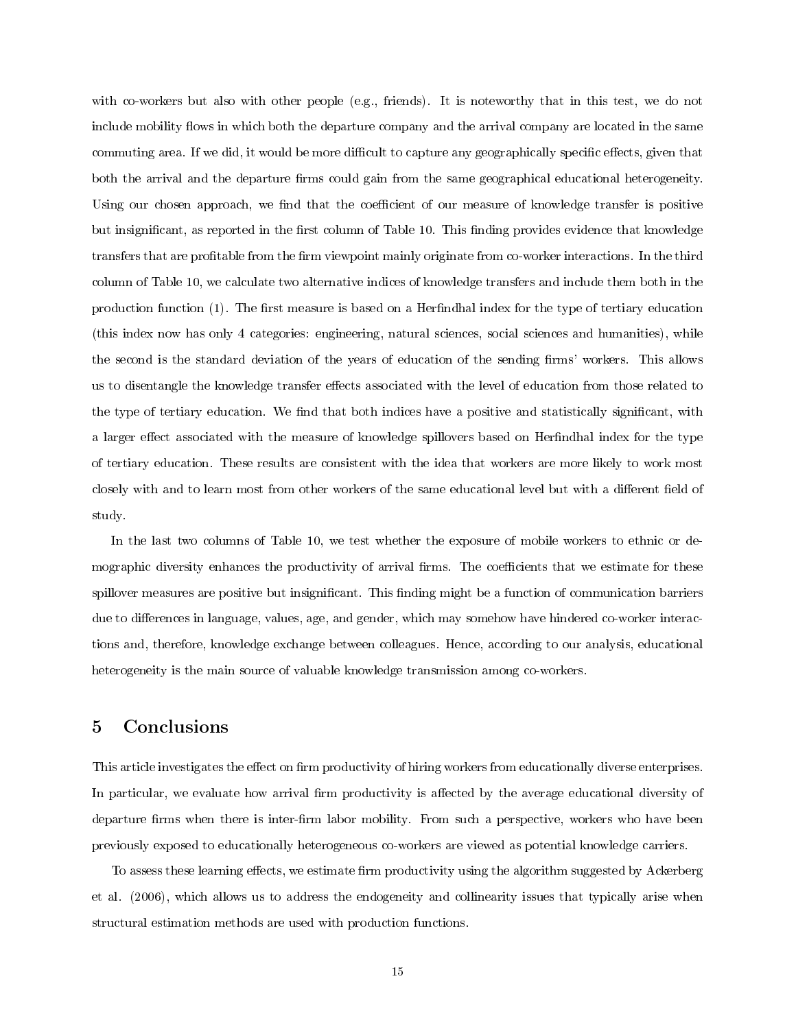with co-workers but also with other people (e.g., friends). It is noteworthy that in this test, we do not include mobility flows in which both the departure company and the arrival company are located in the same commuting area. If we did, it would be more difficult to capture any geographically specific effects, given that both the arrival and the departure firms could gain from the same geographical educational heterogeneity. Using our chosen approach, we find that the coefficient of our measure of knowledge transfer is positive but insignificant, as reported in the first column of Table 10. This finding provides evidence that knowledge transfers that are profitable from the firm viewpoint mainly originate from co-worker interactions. In the third column of Table 10, we calculate two alternative indices of knowledge transfers and include them both in the production function (1). The first measure is based on a Herfindhal index for the type of tertiary education (this index now has only 4 categories: engineering, natural sciences, social sciences and humanities), while the second is the standard deviation of the years of education of the sending firms' workers. This allows us to disentangle the knowledge transfer effects associated with the level of education from those related to the type of tertiary education. We find that both indices have a positive and statistically significant, with a larger effect associated with the measure of knowledge spillovers based on Herfindhal index for the type of tertiary education. These results are consistent with the idea that workers are more likely to work most closely with and to learn most from other workers of the same educational level but with a different field of study.

In the last two columns of Table 10, we test whether the exposure of mobile workers to ethnic or demographic diversity enhances the productivity of arrival firms. The coefficients that we estimate for these spillover measures are positive but insignificant. This finding might be a function of communication barriers due to differences in language, values, age, and gender, which may somehow have hindered co-worker interactions and, therefore, knowledge exchange between colleagues. Hence, according to our analysis, educational heterogeneity is the main source of valuable knowledge transmission among co-workers.

## 5 Conclusions

This article investigates the effect on firm productivity of hiring workers from educationally diverse enterprises. In particular, we evaluate how arrival firm productivity is affected by the average educational diversity of departure firms when there is inter-firm labor mobility. From such a perspective, workers who have been previously exposed to educationally heterogeneous co-workers are viewed as potential knowledge carriers.

To assess these learning effects, we estimate firm productivity using the algorithm suggested by Ackerberg et al. (2006), which allows us to address the endogeneity and collinearity issues that typically arise when structural estimation methods are used with production functions.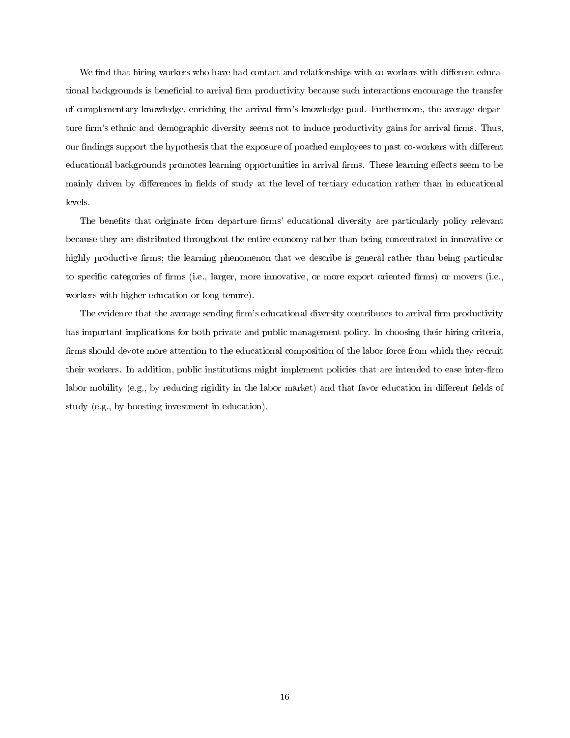We find that hiring workers who have had contact and relationships with co-workers with different educational backgrounds is beneficial to arrival firm productivity because such interactions encourage the transfer of complementary knowledge, enriching the arrival firm's knowledge pool. Furthermore, the average departure firm's ethnic and demographic diversity seems not to induce productivity gains for arrival firms. Thus, our findings support the hypothesis that the exposure of poached employees to past co-workers with different educational backgrounds promotes learning opportunities in arrival firms. These learning effects seem to be mainly driven by differences in fields of study at the level of tertiary education rather than in educational levels.

The benefits that originate from departure firms' educational diversity are particularly policy relevant because they are distributed throughout the entire economy rather than being concentrated in innovative or highly productive firms; the learning phenomenon that we describe is general rather than being particular to specific categories of firms (i.e., larger, more innovative, or more export oriented firms) or movers (i.e., workers with higher education or long tenure).

The evidence that the average sending firm's educational diversity contributes to arrival firm productivity has important implications for both private and public management policy. In choosing their hiring criteria, firms should devote more attention to the educational composition of the labor force from which they recruit their workers. In addition, public institutions might implement policies that are intended to ease inter-firm labor mobility (e.g., by reducing rigidity in the labor market) and that favor education in different fields of study (e.g., by boosting investment in education).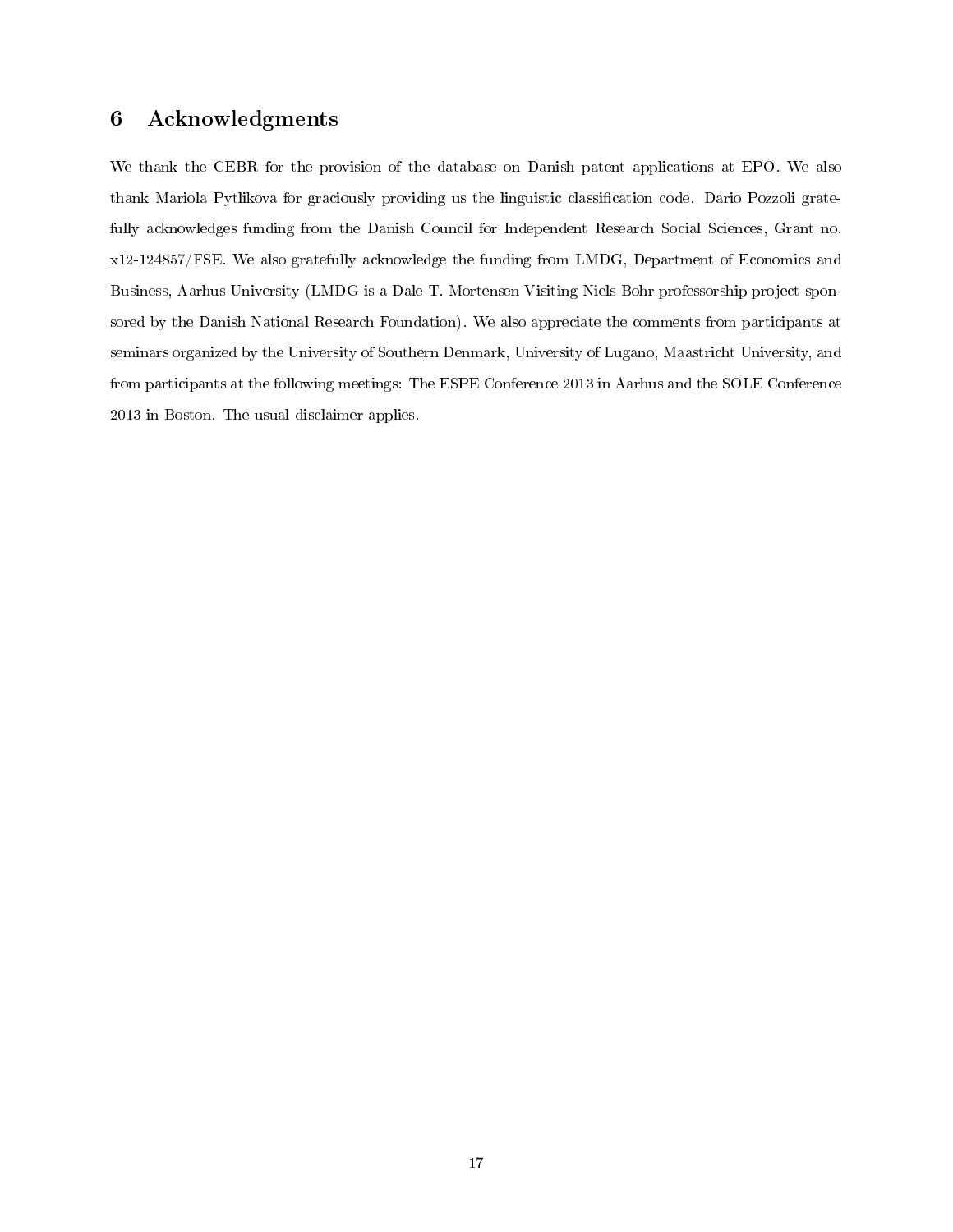## 6 Acknowledgments

We thank the CEBR for the provision of the database on Danish patent applications at EPO. We also thank Mariola Pytlikova for graciously providing us the linguistic classification code. Dario Pozzoli gratefully acknowledges funding from the Danish Council for Independent Research Social Sciences, Grant no. x12-124857/FSE. We also gratefully acknowledge the funding from LMDG, Department of Economics and Business, Aarhus University (LMDG is a Dale T. Mortensen Visiting Niels Bohr professorship project sponsored by the Danish National Research Foundation). We also appreciate the comments from participants at seminars organized by the University of Southern Denmark, University of Lugano, Maastricht University, and from participants at the following meetings: The ESPE Conference 2013 in Aarhus and the SOLE Conference 2013 in Boston. The usual disclaimer applies.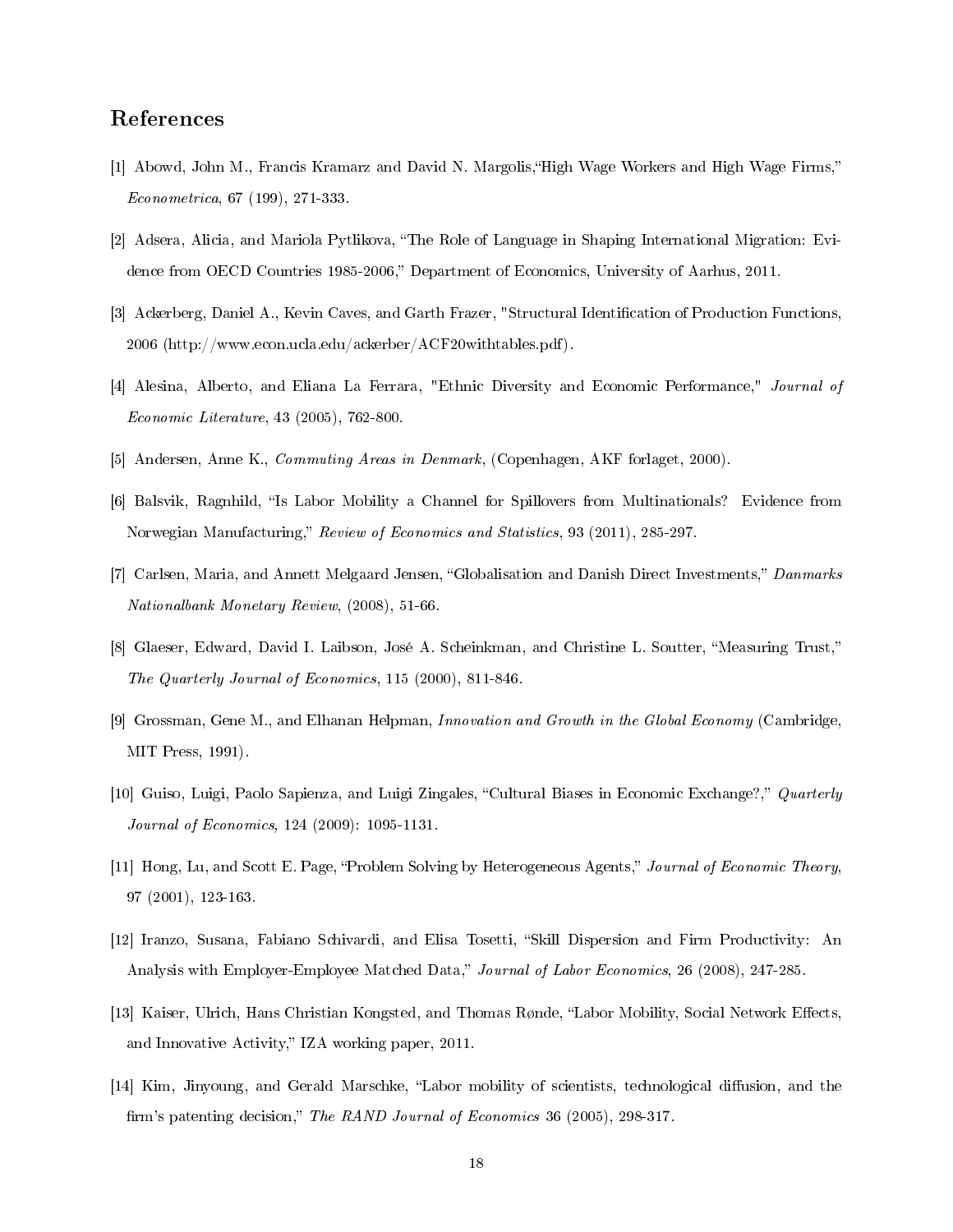## References

[1] Abowd, John M., Francis Kramarz and David N. Margolis,"High Wage Workers and High Wage Firms," *Econometrica*, 67 (199), 271-333.

[2] Adsera, Alicia, and Mariola Pytlikova, "The Role of Language in Shaping International Migration: Evidence from OECD Countries 1985-2006," Department of Economics, University of Aarhus, 2011.

[3] Ackerberg, Daniel A., Kevin Caves, and Garth Frazer, "Structural Identification of Production Functions, 2006 (http://www.econ.ucla.edu/ackerber/ACF20withtables.pdf).

[4] Alesina, Alberto, and Eliana La Ferrara, "Ethnic Diversity and Economic Performance," *Journal of Economic Literature*, 43 (2005), 762-800.

[5] Andersen, Anne K., *Commuting Areas in Denmark*, (Copenhagen, AKF forlaget, 2000).

[6] Balsvik, Ragnhild, "Is Labor Mobility a Channel for Spillovers from Multinationals? Evidence from Norwegian Manufacturing," *Review of Economics and Statistics*, 93 (2011), 285-297.

[7] Carlsen, Maria, and Annett Melgaard Jensen, "Globalisation and Danish Direct Investments," *Danmarks Nationalbank Monetary Review*, (2008), 51-66.

[8] Glaeser, Edward, David I. Laibson, José A. Scheinkman, and Christine L. Soutter, "Measuring Trust," *The Quarterly Journal of Economics*, 115 (2000), 811-846.

[9] Grossman, Gene M., and Elhanan Helpman, *Innovation and Growth in the Global Economy* (Cambridge, MIT Press, 1991).

[10] Guiso, Luigi, Paolo Sapienza, and Luigi Zingales, "Cultural Biases in Economic Exchange?," *Quarterly Journal of Economics*, 124 (2009): 1095-1131.

[11] Hong, Lu, and Scott E. Page, "Problem Solving by Heterogeneous Agents," *Journal of Economic Theory*, 97 (2001), 123-163.

[12] Iranzo, Susana, Fabiano Schivardi, and Elisa Tosetti, "Skill Dispersion and Firm Productivity: An Analysis with Employer-Employee Matched Data," *Journal of Labor Economics*, 26 (2008), 247-285.

[13] Kaiser, Ulrich, Hans Christian Kongsted, and Thomas Rønde, "Labor Mobility, Social Network Effects, and Innovative Activity," IZA working paper, 2011.

[14] Kim, Jinyoung, and Gerald Marschke, "Labor mobility of scientists, technological diffusion, and the firm's patenting decision," *The RAND Journal of Economics* 36 (2005), 298-317.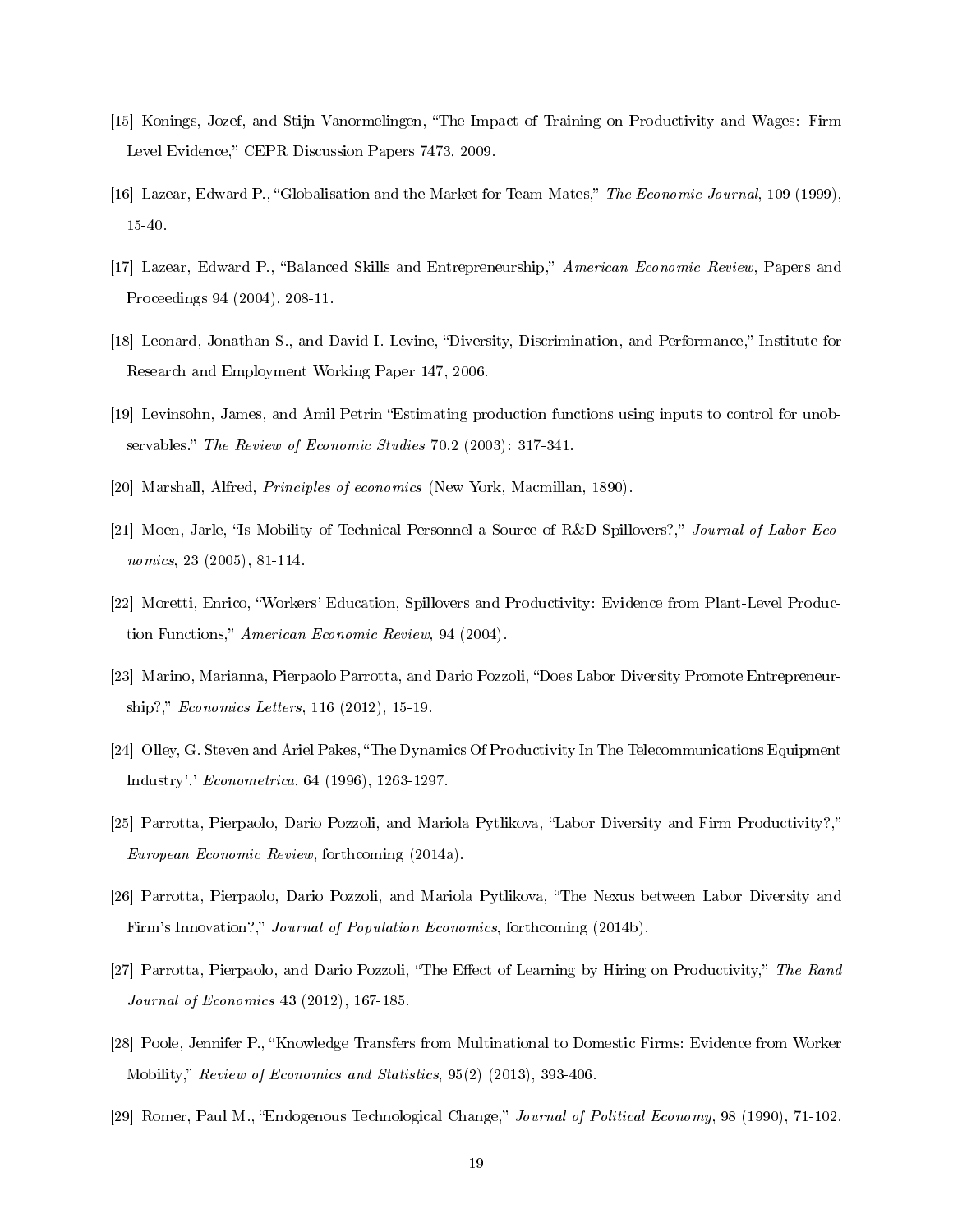[15] Konings, Jozef, and Stijn Vanormelingen, "The Impact of Training on Productivity and Wages: Firm Level Evidence," CEPR Discussion Papers 7473, 2009.

[16] Lazear, Edward P., "Globalisation and the Market for Team-Mates," *The Economic Journal*, 109 (1999), 15-40.

[17] Lazear, Edward P., "Balanced Skills and Entrepreneurship," *American Economic Review*, Papers and Proceedings 94 (2004), 208-11.

[18] Leonard, Jonathan S., and David I. Levine, "Diversity, Discrimination, and Performance," Institute for Research and Employment Working Paper 147, 2006.

[19] Levinsohn, James, and Amil Petrin "Estimating production functions using inputs to control for unobservables." *The Review of Economic Studies* 70.2 (2003): 317-341.

[20] Marshall, Alfred, *Principles of economics* (New York, Macmillan, 1890).

[21] Moen, Jarle, "Is Mobility of Technical Personnel a Source of R&D Spillovers?," *Journal of Labor Economics*, 23 (2005), 81-114.

[22] Moretti, Enrico, "Workers' Education, Spillovers and Productivity: Evidence from Plant-Level Production Functions," *American Economic Review*, 94 (2004).

[23] Marino, Marianna, Pierpaolo Parrotta, and Dario Pozzoli, "Does Labor Diversity Promote Entrepreneurship?," *Economics Letters*, 116 (2012), 15-19.

[24] Olley, G. Steven and Ariel Pakes, "The Dynamics Of Productivity In The Telecommunications Equipment Industry',' *Econometrica*, 64 (1996), 1263-1297.

[25] Parrotta, Pierpaolo, Dario Pozzoli, and Mariola Pytlikova, "Labor Diversity and Firm Productivity?," *European Economic Review*, forthcoming (2014a).

[26] Parrotta, Pierpaolo, Dario Pozzoli, and Mariola Pytlikova, "The Nexus between Labor Diversity and Firm's Innovation?," *Journal of Population Economics*, forthcoming (2014b).

[27] Parrotta, Pierpaolo, and Dario Pozzoli, "The Effect of Learning by Hiring on Productivity," *The Rand Journal of Economics* 43 (2012), 167-185.

[28] Poole, Jennifer P., "Knowledge Transfers from Multinational to Domestic Firms: Evidence from Worker Mobility," *Review of Economics and Statistics*, 95(2) (2013), 393-406.

[29] Romer, Paul M., "Endogenous Technological Change," *Journal of Political Economy*, 98 (1990), 71-102.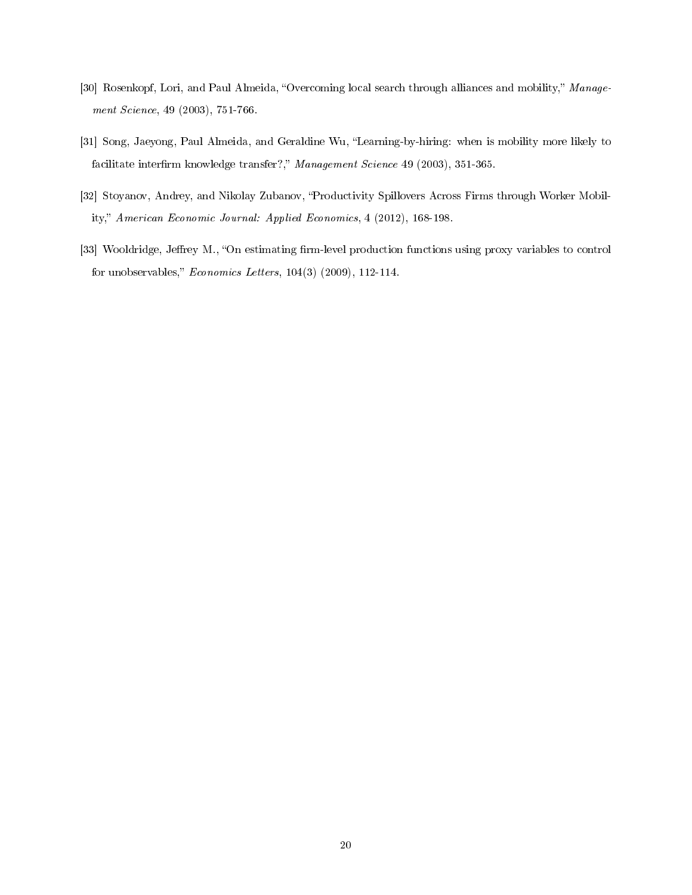[30] Rosenkopf, Lori, and Paul Almeida, "Overcoming local search through alliances and mobility," *Management Science*, 49 (2003), 751-766.

[31] Song, Jaeyong, Paul Almeida, and Geraldine Wu, "Learning-by-hiring: when is mobility more likely to facilitate interfirm knowledge transfer?," *Management Science* 49 (2003), 351-365.

[32] Stoyanov, Andrey, and Nikolay Zubanov, "Productivity Spillovers Across Firms through Worker Mobility," *American Economic Journal: Applied Economics*, 4 (2012), 168-198.

[33] Wooldridge, Jeffrey M., "On estimating firm-level production functions using proxy variables to control for unobservables," *Economics Letters*, 104(3) (2009), 112-114.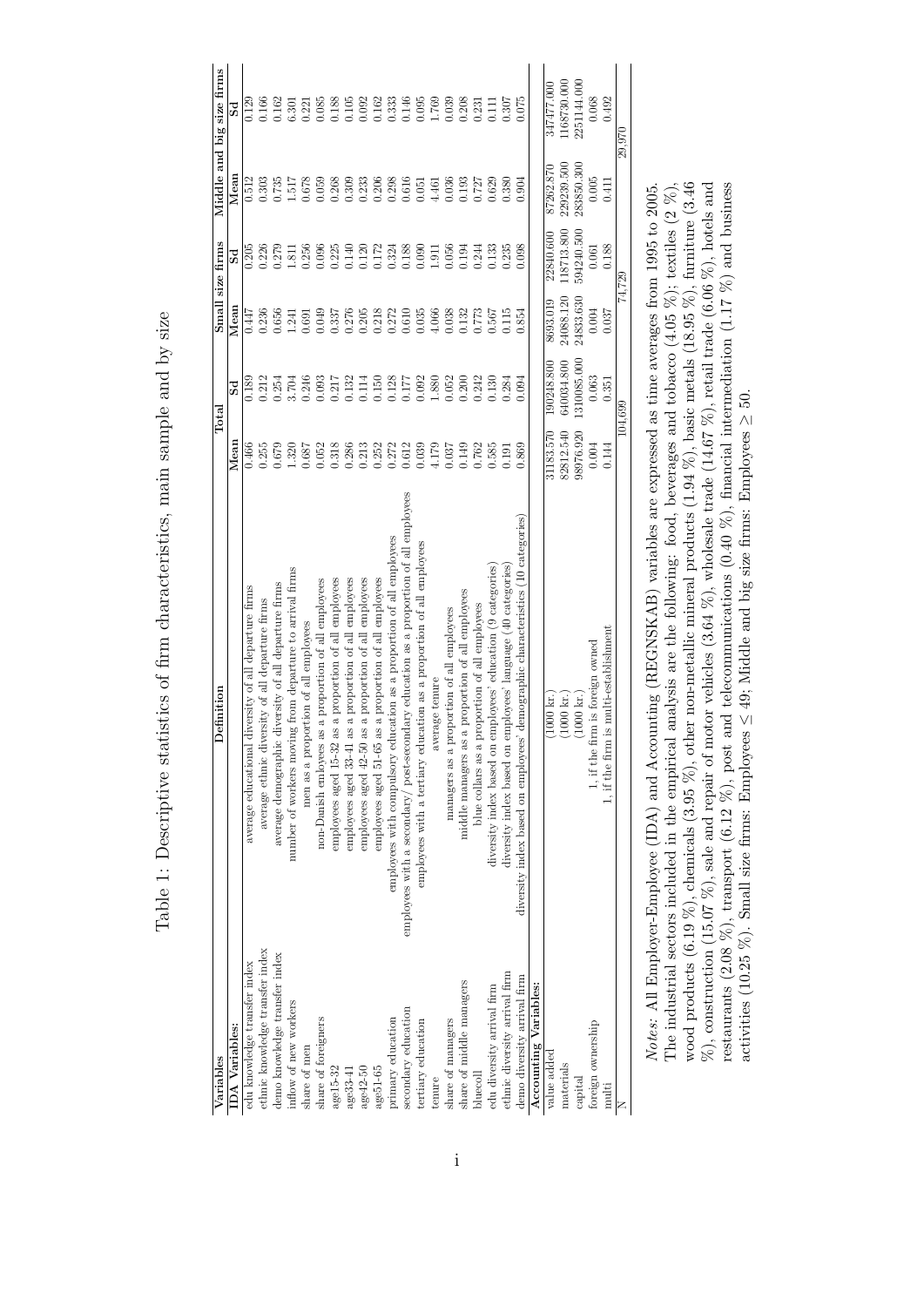# Table 1: Descriptive statistics of firm characteristics, main sample and by size

| Variables | Definition | Total | | Small size firms | | Middle and big size firms | |
|---|---|---|---|---|---|---|---|
| | | Mean | Sd | Mean | Sd | Mean | Sd |
| **IDA Variables:** | | | | | | | |
| edu knowledge transfer index | average educational diversity of all departure firms | 0.466 | 0.189 | 0.447 | 0.205 | 0.512 | 0.129 |
| ethnic knowledge transfer index | average ethnic diversity of all departure firms | 0.255 | 0.212 | 0.236 | 0.226 | 0.303 | 0.166 |
| demo knowledge transfer index | average demographic diversity of all departure firms | 0.679 | 0.254 | 0.656 | 0.279 | 0.735 | 0.162 |
| inflow of new workers | number of workers moving from departure to arrival firms | 1.320 | 3.704 | 1.241 | 1.811 | 1.517 | 6.301 |
| share of men | men as a proportion of all employees | 0.687 | 0.246 | 0.691 | 0.256 | 0.678 | 0.221 |
| share of foreigners | non-Danish emloyees as a proportion of all employees | 0.052 | 0.093 | 0.049 | 0.096 | 0.059 | 0.085 |
| age15-32 | employees aged 15-32 as a proportion of all employees | 0.318 | 0.217 | 0.337 | 0.225 | 0.268 | 0.188 |
| age33-41 | employees aged 33-41 as a proportion of all employees | 0.286 | 0.132 | 0.276 | 0.140 | 0.309 | 0.105 |
| age42-50 | employees aged 42-50 as a proportion of all employees | 0.213 | 0.114 | 0.205 | 0.120 | 0.233 | 0.092 |
| age51-65 | employees aged 51-65 as a proportion of all employees | 0.252 | 0.150 | 0.218 | 0.172 | 0.206 | 0.162 |
| primary education | employees with compulsory education as a proportion of all employees | 0.272 | 0.128 | 0.272 | 0.324 | 0.298 | 0.333 |
| secondary education | employees with a secondary/ post-secondary education as a proportion of all employees | 0.612 | 0.177 | 0.610 | 0.188 | 0.616 | 0.146 |
| tertiary education | employees with a tertiary education as a proportion of all employees | 0.039 | 0.092 | 0.035 | 0.090 | 0.051 | 0.095 |
| tenure | average tenure | 4.179 | 1.880 | 4.066 | 1.911 | 4.461 | 1.769 |
| share of managers | managers as a proportion of all employees | 0.037 | 0.052 | 0.038 | 0.056 | 0.036 | 0.039 |
| share of middle managers | middle managers as a proportion of all employees | 0.149 | 0.200 | 0.132 | 0.194 | 0.193 | 0.208 |
| bluecoll | blue collars as a proportion of all employees | 0.762 | 0.242 | 0.773 | 0.244 | 0.727 | 0.231 |
| edu diversity arrival firm | diversity index based on employees' education (9 categories) | 0.585 | 0.130 | 0.567 | 0.133 | 0.629 | 0.111 |
| ethnic diversity arrival firm | diversity index based on employees' language (40 categories) | 0.191 | 0.284 | 0.115 | 0.235 | 0.380 | 0.307 |
| demo diversity arrival firm | diversity index based on employees' demographic characteristics (10 categories) | 0.869 | 0.094 | 0.854 | 0.098 | 0.904 | 0.075 |
| **Accounting Variables:** | | | | | | | |
| value added | (1000 kr.) | 31183.570 | 190248.800 | 8693.019 | 22840.600 | 87262.870 | 347477.000 |
| materials | (1000 kr.) | 82812.540 | 640034.800 | 24088.120 | 118713.800 | 229239.500 | 1168730.000 |
| capital | (1000 kr.) | 98976.920 | 1310085.000 | 24833.630 | 594240.500 | 283850.300 | 2251144.000 |
| foreign ownership | 1, if the firm is foreign owned | 0.004 | 0.063 | 0.004 | 0.061 | 0.005 | 0.068 |
| multi | 1, if the firm is multi-establishment | 0.144 | 0.351 | 0.037 | 0.188 | 0.411 | 0.492 |
| N | | 104,699 | | 74,729 | | 29,970 | |

*Notes:* All Employer-Employee (IDA) and Accounting (REGNSKAB) variables are expressed as time averages from 1995 to 2005. The industrial sectors included in the empirical analysis are the following: food, beverages and tobacco (4.05 %); textiles (2 %), wood products (6.19 %), chemicals (3.95 %), other non-metallic mineral products (1.94 %), basic metals (18.95 %), furniture (3.46 %), construction (15.07 %), sale and repair of motor vehicles (3.64 %), wholesale trade (14.67 %), retail trade (6.06 %), hotels and restaurants (2.08 %), transport (6.12 %), post and telecommunications (0.40 %), financial intermediation (1.17 %) and business activities (10.25 %). Small size firms: Employees ≤ 49; Middle and big size firms: Employees ≥ 50.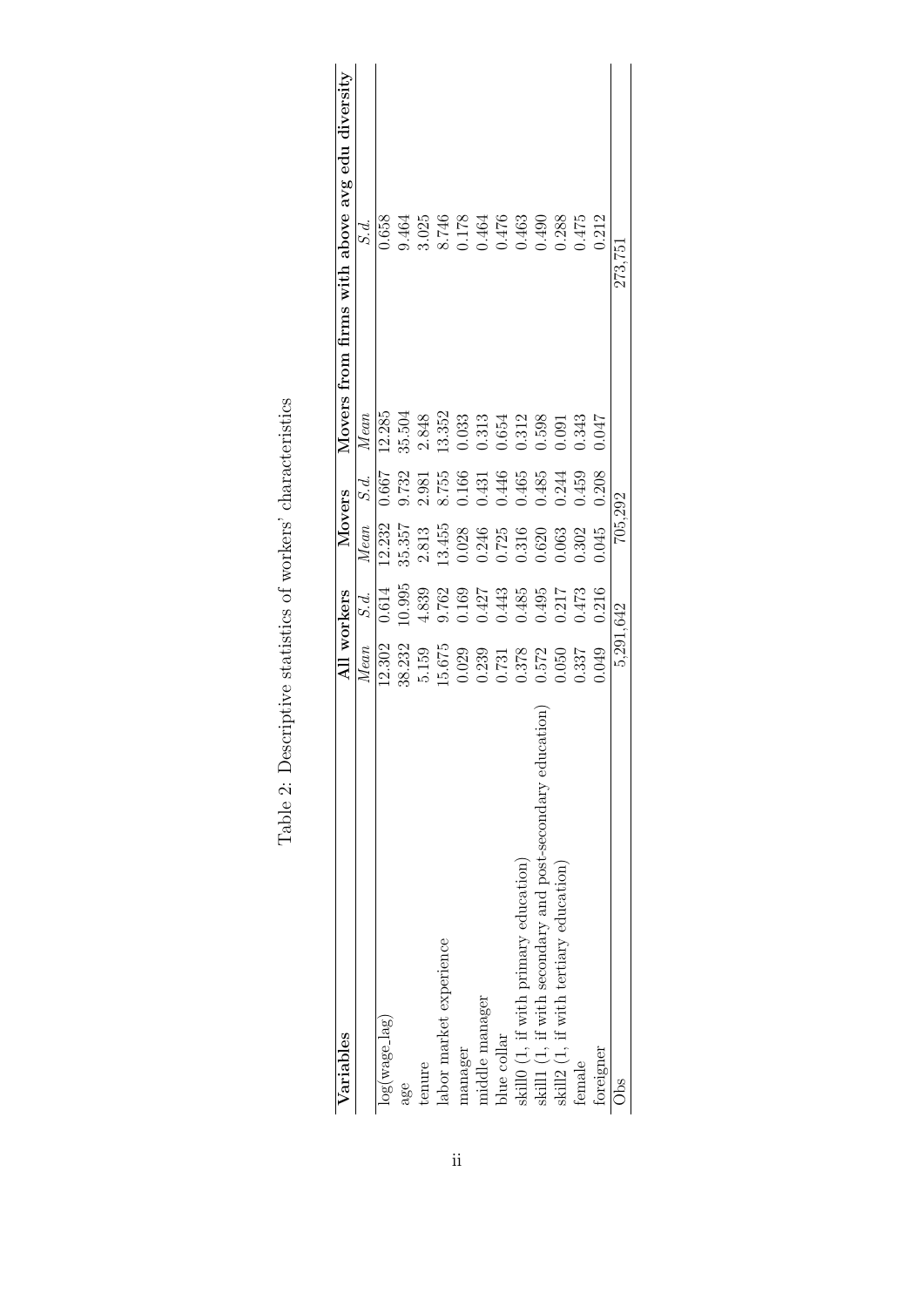Table 2: Descriptive statistics of workers' characteristics

| Variables | All workers | | Movers | | Movers from firms with above avg edu diversity | |
|---|---|---|---|---|---|---|
| | *Mean* | *S.d.* | *Mean* | *S.d.* | *Mean* | *S.d.* |
| log(wage_lag) | 12.302 | 0.614 | 12.232 | 0.667 | 12.285 | 0.658 |
| age | 38.232 | 10.995 | 35.357 | 9.732 | 35.504 | 9.464 |
| tenure | 5.159 | 4.839 | 2.813 | 2.981 | 2.848 | 3.025 |
| labor market experience | 15.675 | 9.762 | 13.455 | 8.755 | 13.352 | 8.746 |
| manager | 0.029 | 0.169 | 0.028 | 0.166 | 0.033 | 0.178 |
| middle manager | 0.239 | 0.427 | 0.246 | 0.431 | 0.313 | 0.464 |
| blue collar | 0.731 | 0.443 | 0.725 | 0.446 | 0.654 | 0.476 |
| skill0 (1, if with primary education) | 0.378 | 0.485 | 0.316 | 0.465 | 0.312 | 0.463 |
| skill1 (1, if with secondary and post-secondary education) | 0.572 | 0.495 | 0.620 | 0.485 | 0.598 | 0.490 |
| skill2 (1, if with tertiary education) | 0.050 | 0.217 | 0.063 | 0.244 | 0.091 | 0.288 |
| female | 0.337 | 0.473 | 0.302 | 0.459 | 0.343 | 0.475 |
| foreigner | 0.049 | 0.216 | 0.045 | 0.208 | 0.047 | 0.212 |
| Obs | 5,291,642 | | 705,292 | | 273,751 | |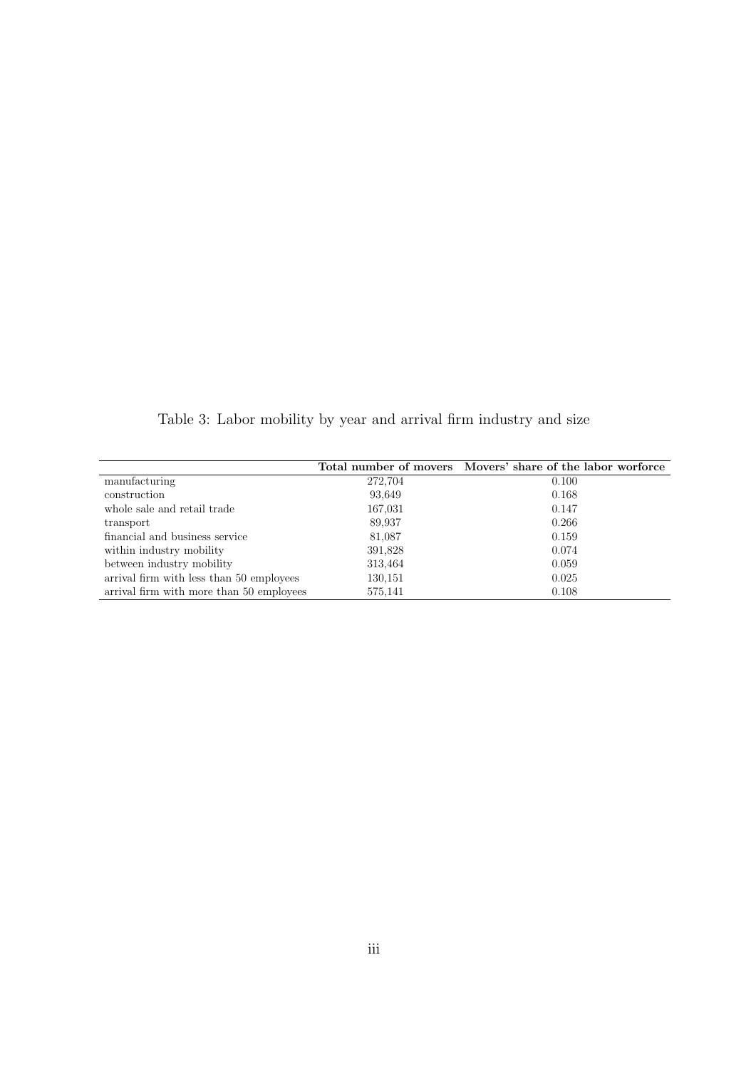Table 3: Labor mobility by year and arrival firm industry and size

| | **Total number of movers** | **Movers' share of the labor worforce** |
|---|---|---|
| manufacturing | 272,704 | 0.100 |
| construction | 93,649 | 0.168 |
| whole sale and retail trade | 167,031 | 0.147 |
| transport | 89,937 | 0.266 |
| financial and business service | 81,087 | 0.159 |
| within industry mobility | 391,828 | 0.074 |
| between industry mobility | 313,464 | 0.059 |
| arrival firm with less than 50 employees | 130,151 | 0.025 |
| arrival firm with more than 50 employees | 575,141 | 0.108 |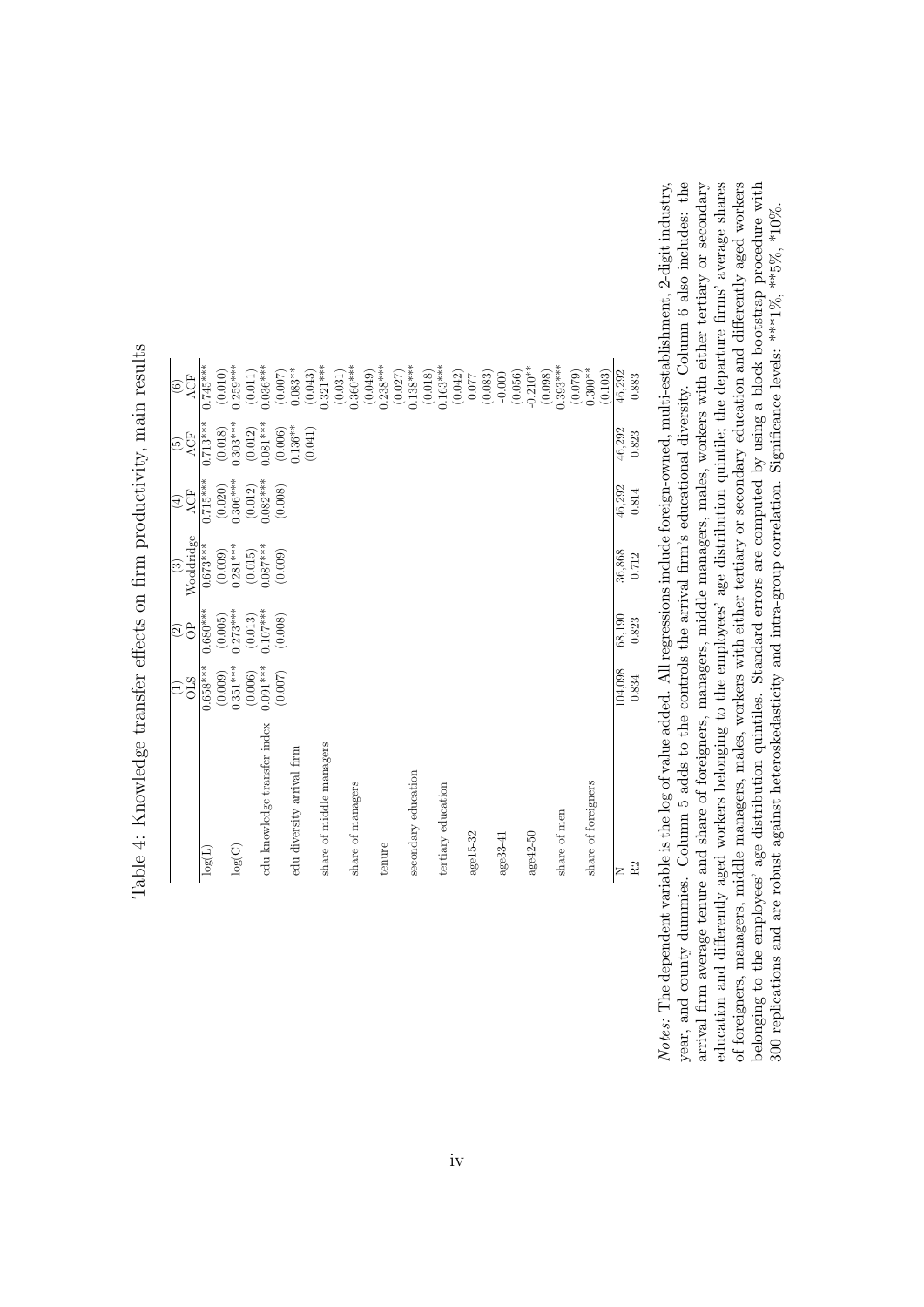Table 4: Knowledge transfer effects on firm productivity, main results

| | (1) | (2) | (3) | (4) | (5) | (6) |
|---|---|---|---|---|---|---|
| | OLS | OP | Wooldridge | ACF | ACF | ACF |
| log(L) | 0.658*** | 0.680*** | 0.673*** | 0.715*** | 0.713*** | 0.745*** |
| | (0.009) | (0.005) | (0.009) | (0.020) | (0.018) | (0.010) |
| log(C) | 0.351*** | 0.273*** | 0.281*** | 0.306*** | 0.303*** | 0.259*** |
| | (0.006) | (0.013) | (0.015) | (0.012) | (0.012) | (0.011) |
| edu knowledge transfer index | 0.091*** | 0.107*** | 0.087*** | 0.082*** | 0.081*** | 0.036*** |
| | (0.007) | (0.008) | (0.009) | (0.008) | (0.006) | (0.007) |
| edu diversity arrival firm | | | | | 0.136** | 0.083** |
| | | | | | (0.041) | (0.043) |
| share of middle managers | | | | | | 0.321*** |
| | | | | | | (0.031) |
| share of managers | | | | | | 0.360*** |
| | | | | | | (0.049) |
| tenure | | | | | | 0.238*** |
| | | | | | | (0.027) |
| secondary education | | | | | | 0.138*** |
| | | | | | | (0.018) |
| tertiary education | | | | | | 0.163*** |
| | | | | | | (0.042) |
| age15-32 | | | | | | 0.077 |
| | | | | | | (0.083) |
| age33-41 | | | | | | -0.000 |
| | | | | | | (0.056) |
| age42-50 | | | | | | -0.210** |
| | | | | | | (0.098) |
| share of men | | | | | | 0.393*** |
| | | | | | | (0.079) |
| share of foreigners | | | | | | 0.300** |
| | | | | | | (0.103) |
| N | 104,098 | 68,190 | 36,868 | 46,292 | 46,292 | 46,292 |
| R2 | 0.834 | 0.823 | 0.712 | 0.814 | 0.823 | 0.883 |

*Notes:* The dependent variable is the log of value added. All regressions include foreign-owned, multi-establishment, 2-digit industry, year, and county dummies. Column 5 adds to the controls the arrival firm's educational diversity. Column 6 also includes: the arrival firm average tenure and share of foreigners, managers, middle managers, males, workers with either tertiary or secondary education and differently aged workers belonging to the employees' age distribution quintile; the departure firms' average shares of foreigners, managers, middle managers, males, workers with either tertiary or secondary education and differently aged workers belonging to the employees' age distribution quintiles. Standard errors are computed by using a block bootstrap procedure with 300 replications and are robust against heteroskedasticity and intra-group correlation. Significance levels: ***1%, **5%, *10%.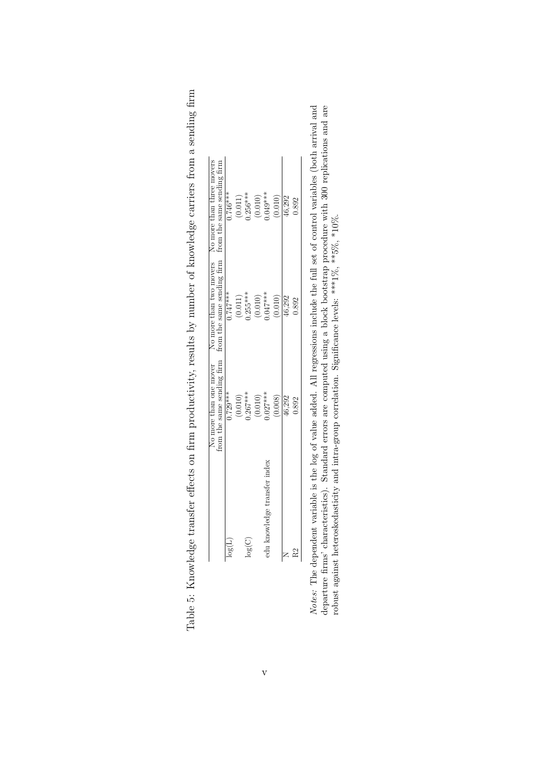Table 5: Knowledge transfer effects on firm productivity, results by number of knowledge carriers from a sending firm

| | No more than one mover from the same sending firm | No more than two movers from the same sending firm | No more than three movers from the same sending firm |
|---|---|---|---|
| log(L) | 0.729*** | 0.747*** | 0.746*** |
| | (0.010) | (0.011) | (0.011) |
| log(C) | 0.267*** | 0.255*** | 0.256*** |
| | (0.010) | (0.010) | (0.010) |
| edu knowledge transfer index | 0.027*** | 0.047*** | 0.049*** |
| | (0.008) | (0.010) | (0.010) |
| N | 46,292 | 46,292 | 46,292 |
| R2 | 0.892 | 0.892 | 0.892 |

*Notes:* The dependent variable is the log of value added. All regressions include the full set of control variables (both arrival and departure firms' characteristics). Standard errors are computed using a block bootstrap procedure with 300 replications and are robust against heteroskedasticity and intra-group correlation. Significance levels: ***1%, **5%, *10%.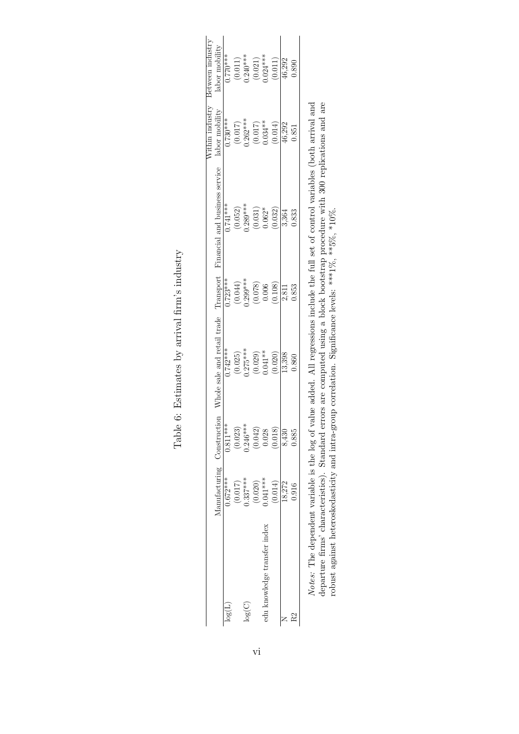Table 6: Estimates by arrival firm's industry

| | Manufacturing | Construction | Whole sale and retail trade | Transport | Financial and business service | Within industry labor mobility | Between industry labor mobility |
|---|---|---|---|---|---|---|---|
| log(L) | 0.672*** | 0.811*** | 0.742*** | 0.723*** | 0.741*** | 0.730*** | 0.770*** |
| | (0.017) | (0.023) | (0.025) | (0.044) | (0.052) | (0.017) | (0.011) |
| log(C) | 0.337*** | 0.246*** | 0.275*** | 0.299*** | 0.289*** | 0.262*** | 0.240*** |
| | (0.020) | (0.042) | (0.029) | (0.078) | (0.031) | (0.017) | (0.021) |
| edu knowledge transfer index | 0.041*** | 0.028 | 0.041** | 0.006 | 0.062* | 0.034** | 0.024*** |
| | (0.014) | (0.018) | (0.020) | (0.108) | (0.032) | (0.014) | (0.011) |
| N | 18,272 | 8,430 | 13,398 | 2,811 | 3,364 | 46,292 | 46,292 |
| R2 | 0.916 | 0.885 | 0.860 | 0.853 | 0.833 | 0.851 | 0.890 |

*Notes:* The dependent variable is the log of value added. All regressions include the full set of control variables (both arrival and departure firms' characteristics). Standard errors are computed using a block bootstrap procedure with 300 replications and are robust against heteroskedasticity and intra-group correlation. Significance levels: ***1%, **5%, *10%.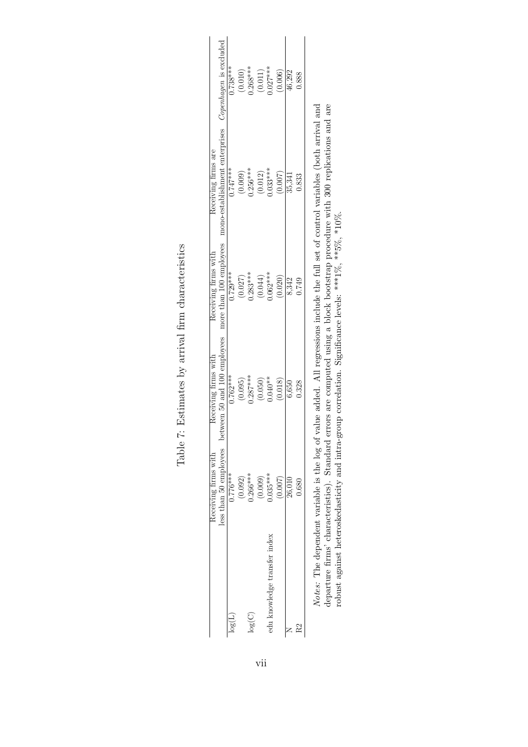Table 7: Estimates by arrival firm characteristics

| | Receiving firms with less than 50 employees | Receiving firms with between 50 and 100 employees | Receiving firms with more than 100 employees | Receiving firms are mono-establishment enterprises | *Copenhagen* is excluded |
|---|---|---|---|---|---|
| log(L) | 0.776*** | 0.762*** | 0.729*** | 0.747*** | 0.738*** |
| | (0.092) | (0.095) | (0.027) | (0.009) | (0.010) |
| log(C) | 0.266*** | 0.287*** | 0.283*** | 0.256*** | 0.268*** |
| | (0.009) | (0.050) | (0.044) | (0.012) | (0.011) |
| edu knowledge transfer index | 0.035*** | 0.040** | 0.062*** | 0.033*** | 0.027*** |
| | (0.007) | (0.018) | (0.020) | (0.007) | (0.006) |
| N | 26,010 | 6,650 | 8,342 | 35,341 | 46,292 |
| R2 | 0.680 | 0.328 | 0.749 | 0.833 | 0.888 |

*Notes:* The dependent variable is the log of value added. All regressions include the full set of control variables (both arrival and departure firms' characteristics). Standard errors are computed using a block bootstrap procedure with 300 replications and are robust against heteroskedasticity and intra-group correlation. Significance levels: ***1%, **5%, *10%.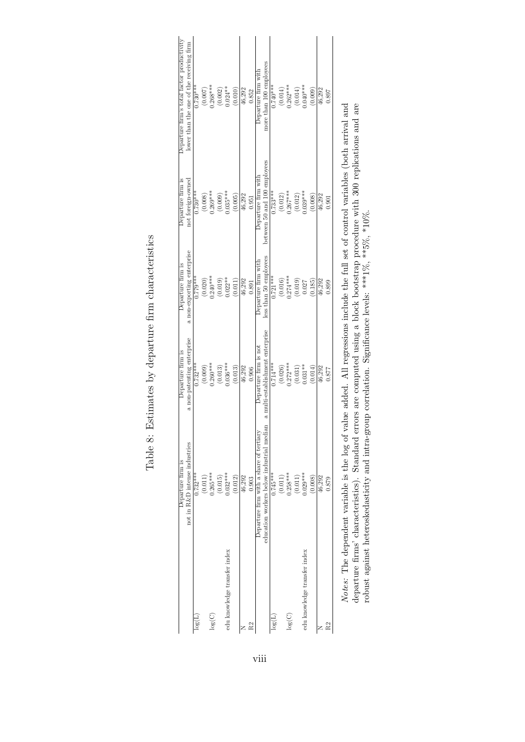# Table 8: Estimates by departure firm characteristics

| | Departure firm is not in R&D intense industries | Departure firm is a non-patenting enterprise | Departure firm is a non-exporting enterprise | Departure firm is not foreign-owned | Departure firm's total factor productivity lower than the one of the receiving firm |
|---|---|---|---|---|---|
| log(L) | 0.732*** | 0.732*** | 0.779*** | 0.730*** | 0.730*** |
| | (0.011) | (0.009) | (0.020) | (0.008) | (0.007) |
| log(C) | 0.265*** | 0.260*** | 0.240*** | 0.269*** | 0.268*** |
| | (0.015) | (0.013) | (0.019) | (0.009) | (0.002) |
| edu knowledge transfer index | 0.032*** | 0.036*** | 0.022** | 0.035*** | 0.024** |
| | (0.012) | (0.013) | (0.011) | (0.005) | (0.010) |
| N | 46,292 | 46,292 | 46,292 | 46,292 | 46,292 |
| R2 | 0.903 | 0.906 | 0.891 | 0.951 | 0.852 |
| | **Departure firm with a share of tertiary education workers below industrial median** | **Departure firm is not a multi-establishment enterprise** | **Departure firm with less than 50 employees** | **Departure firm with between 50 and 100 employees** | **Departure firm with more than 100 employees** |
| log(L) | 0.745*** | 0.714*** | 0.721*** | 0.733*** | 0.740*** |
| | (0.011) | (0.026) | (0.016) | (0.012) | (0.014) |
| log(C) | 0.258*** | 0.272*** | 0.274*** | 0.267*** | 0.262*** |
| | (0.011) | (0.031) | (0.019) | (0.012) | (0.014) |
| edu knowledge transfer index | 0.029*** | 0.031** | 0.027 | 0.039*** | 0.040*** |
| | (0.008) | (0.014) | (0.185) | (0.008) | (0.009) |
| N | 46,292 | 46,292 | 46,292 | 46,292 | 46,292 |
| R2 | 0.879 | 0.877 | 0.899 | 0.901 | 0.897 |

*Notes*: The dependent variable is the log of value added. All regressions include the full set of control variables (both arrival and departure firms' characteristics). Standard errors are computed using a block bootstrap procedure with 300 replications and are robust against heteroskedasticity and intra-group correlation. Significance levels: ***1%, **5%, *10%.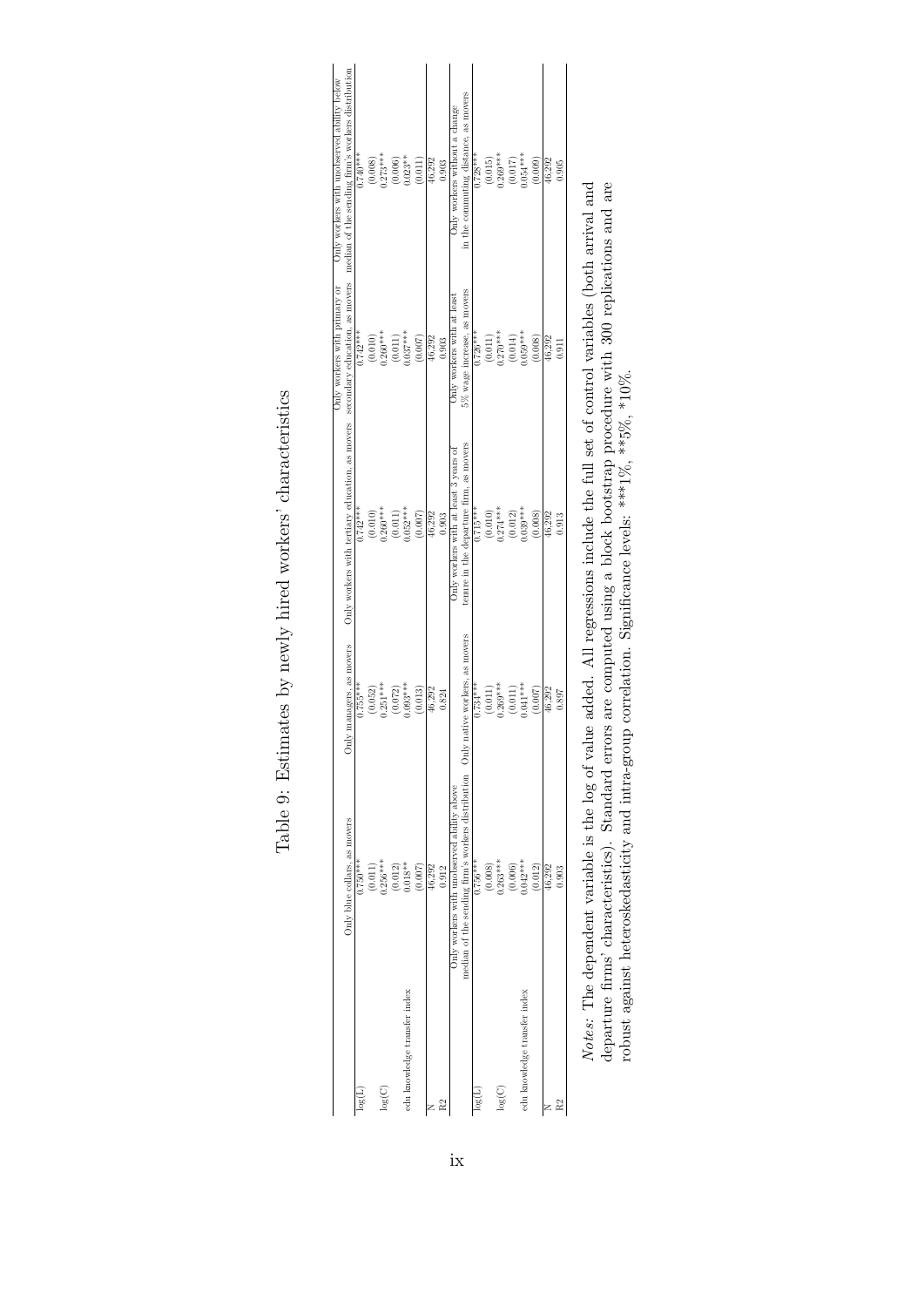# Table 9: Estimates by newly hired workers' characteristics

| | Only blue collars, as movers | Only managers, as movers | Only workers with tertiary education, as movers | Only workers with primary or secondary education, as movers | Only workers with unobserved ability below median of the sending firm's workers distribution |
|---|---|---|---|---|---|
| log(L) | 0.750*** | 0.755*** | 0.742*** | 0.742*** | 0.740*** |
| | (0.011) | (0.052) | (0.010) | (0.010) | (0.008) |
| log(C) | 0.256*** | 0.251*** | 0.260*** | 0.260*** | 0.273*** |
| | (0.012) | (0.072) | (0.011) | (0.011) | (0.006) |
| edu knowledge transfer index | 0.018** | 0.093*** | 0.052*** | 0.037*** | 0.023** |
| | (0.007) | (0.013) | (0.007) | (0.007) | (0.011) |
| N | 46,292 | 46,292 | 46,292 | 46,292 | 46,292 |
| R2 | 0.912 | 0.824 | 0.903 | 0.903 | 0.903 |
| | **Only workers with unobserved ability above median of the sending firm's workers distribution** | **Only native workers, as movers** | **Only workers with at least 3 years of tenure in the departure firm, as movers** | **Only workers with at least 5% wage increase, as movers** | **Only workers without a change in the commuting distance, as movers** |
| log(L) | 0.756*** | 0.734*** | 0.715*** | 0.726*** | 0.728*** |
| | (0.008) | (0.011) | (0.010) | (0.011) | (0.015) |
| log(C) | 0.263*** | 0.269*** | 0.274*** | 0.270*** | 0.269*** |
| | (0.006) | (0.011) | (0.012) | (0.014) | (0.017) |
| edu knowledge transfer index | 0.042*** | 0.041*** | 0.039*** | 0.059*** | 0.054*** |
| | (0.012) | (0.007) | (0.008) | (0.008) | (0.009) |
| N | 46,292 | 46,292 | 46,292 | 46,292 | 46,292 |
| R2 | 0.903 | 0.897 | 0.913 | 0.911 | 0.905 |

*Notes:* The dependent variable is the log of value added. All regressions include the full set of control variables (both arrival and departure firms' characteristics). Standard errors are computed using a block bootstrap procedure with 300 replications and are robust against heteroskedasticity and intra-group correlation. Significance levels: ***1%, **5%, *10%.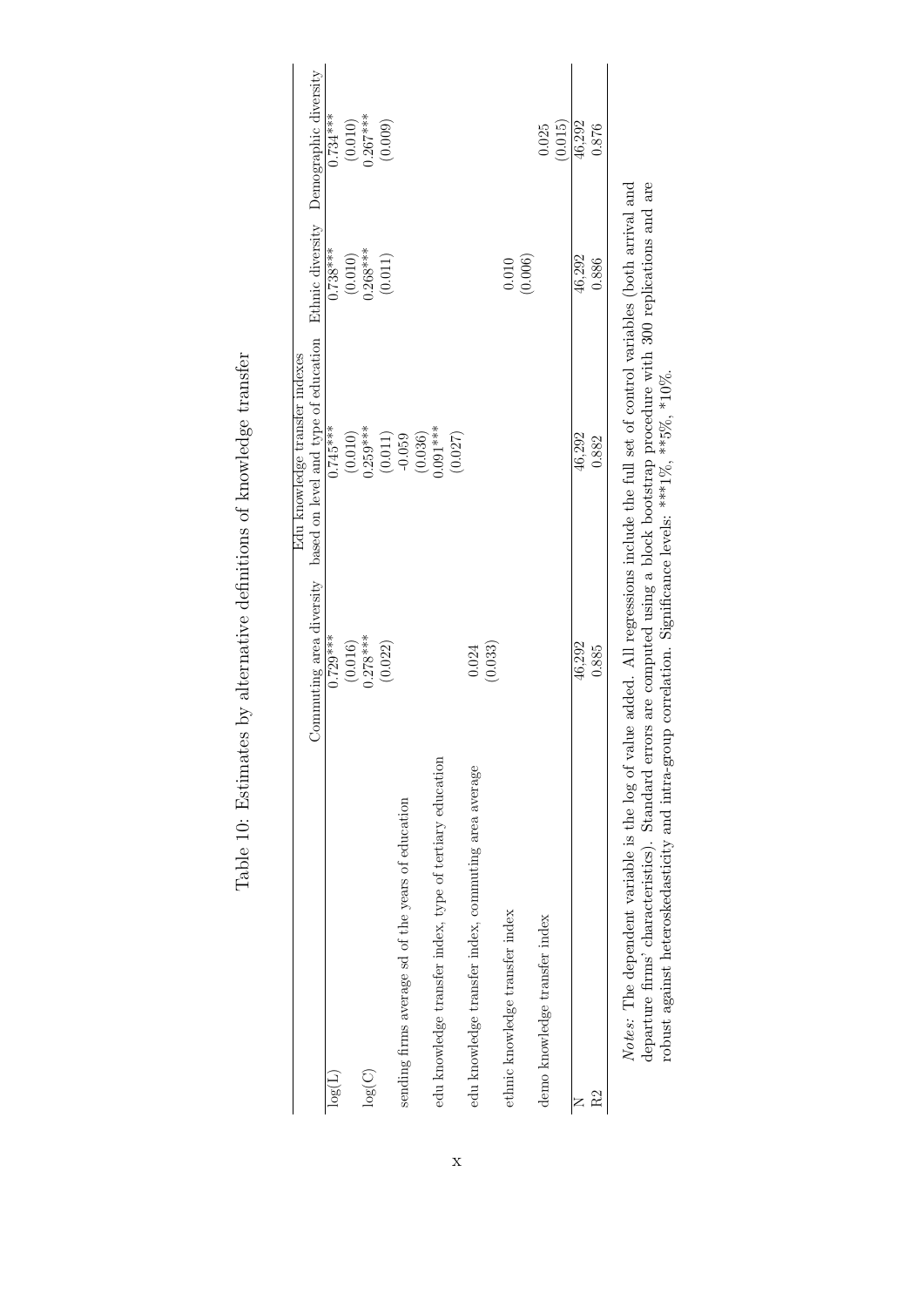Table 10: Estimates by alternative definitions of knowledge transfer

| | Commuting area diversity | Edu knowledge transfer indexes based on level and type of education | Ethnic diversity | Demographic diversity |
|---|---|---|---|---|
| log(L) | 0.729*** | 0.745*** | 0.738*** | 0.734*** |
| | (0.016) | (0.010) | (0.010) | (0.010) |
| log(C) | 0.278*** | 0.259*** | 0.268*** | 0.267*** |
| | (0.022) | (0.011) | (0.011) | (0.009) |
| sending firms average sd of the years of education | | -0.059 | | |
| | | (0.036) | | |
| edu knowledge transfer index, type of tertiary education | | 0.091*** | | |
| | | (0.027) | | |
| edu knowledge transfer index, commuting area average | 0.024 | | | |
| | (0.033) | | | |
| ethnic knowledge transfer index | | | 0.010 | |
| | | | (0.006) | |
| demo knowledge transfer index | | | | 0.025 |
| | | | | (0.015) |
| N | 46,292 | 46,292 | 46,292 | 46,292 |
| R2 | 0.885 | 0.882 | 0.886 | 0.876 |

*Notes:* The dependent variable is the log of value added. All regressions include the full set of control variables (both arrival and departure firms' characteristics). Standard errors are computed using a block bootstrap procedure with 300 replications and are robust against heteroskedasticity and intra-group correlation. Significance levels: ***1%, **5%, *10%.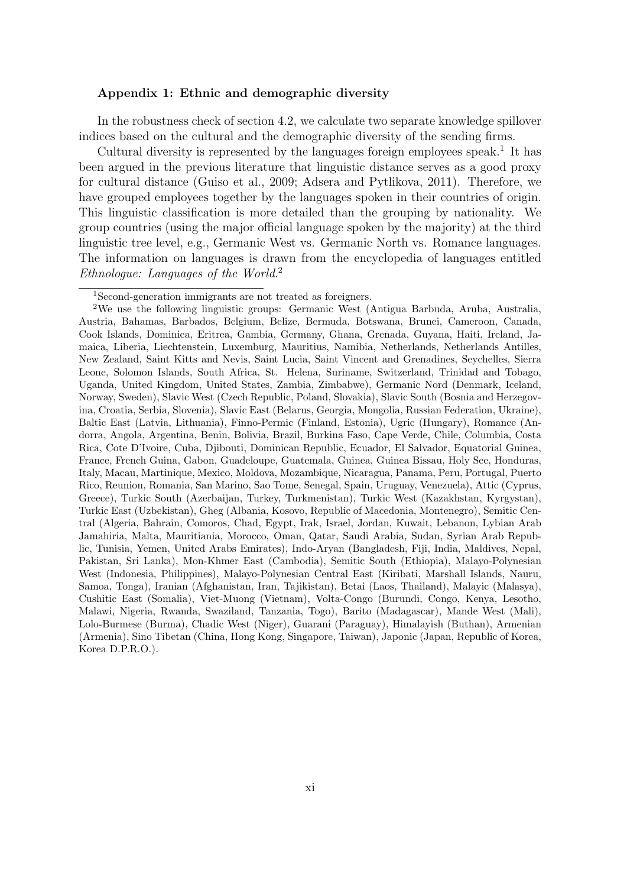#### Appendix 1: Ethnic and demographic diversity

In the robustness check of section 4.2, we calculate two separate knowledge spillover indices based on the cultural and the demographic diversity of the sending firms.

Cultural diversity is represented by the languages foreign employees speak.[1] It has been argued in the previous literature that linguistic distance serves as a good proxy for cultural distance (Guiso et al., 2009; Adsera and Pytlikova, 2011). Therefore, we have grouped employees together by the languages spoken in their countries of origin. This linguistic classification is more detailed than the grouping by nationality. We group countries (using the major official language spoken by the majority) at the third linguistic tree level, e.g., Germanic West vs. Germanic North vs. Romance languages. The information on languages is drawn from the encyclopedia of languages entitled *Ethnologue: Languages of the World*.[2]

---

[1] Second-generation immigrants are not treated as foreigners.

[2] We use the following linguistic groups: Germanic West (Antigua Barbuda, Aruba, Australia, Austria, Bahamas, Barbados, Belgium, Belize, Bermuda, Botswana, Brunei, Cameroon, Canada, Cook Islands, Dominica, Eritrea, Gambia, Germany, Ghana, Grenada, Guyana, Haiti, Ireland, Jamaica, Liberia, Liechtenstein, Luxemburg, Mauritius, Namibia, Netherlands, Netherlands Antilles, New Zealand, Saint Kitts and Nevis, Saint Lucia, Saint Vincent and Grenadines, Seychelles, Sierra Leone, Solomon Islands, South Africa, St. Helena, Suriname, Switzerland, Trinidad and Tobago, Uganda, United Kingdom, United States, Zambia, Zimbabwe), Germanic Nord (Denmark, Iceland, Norway, Sweden), Slavic West (Czech Republic, Poland, Slovakia), Slavic South (Bosnia and Herzegovina, Croatia, Serbia, Slovenia), Slavic East (Belarus, Georgia, Mongolia, Russian Federation, Ukraine), Baltic East (Latvia, Lithuania), Finno-Permic (Finland, Estonia), Ugric (Hungary), Romance (Andorra, Angola, Argentina, Benin, Bolivia, Brazil, Burkina Faso, Cape Verde, Chile, Columbia, Costa Rica, Cote D'Ivoire, Cuba, Djibouti, Dominican Republic, Ecuador, El Salvador, Equatorial Guinea, France, French Guina, Gabon, Guadeloupe, Guatemala, Guinea, Guinea Bissau, Holy See, Honduras, Italy, Macau, Martinique, Mexico, Moldova, Mozambique, Nicaragua, Panama, Peru, Portugal, Puerto Rico, Reunion, Romania, San Marino, Sao Tome, Senegal, Spain, Uruguay, Venezuela), Attic (Cyprus, Greece), Turkic South (Azerbaijan, Turkey, Turkmenistan), Turkic West (Kazakhstan, Kyrgystan), Turkic East (Uzbekistan), Gheg (Albania, Kosovo, Republic of Macedonia, Montenegro), Semitic Central (Algeria, Bahrain, Comoros, Chad, Egypt, Irak, Israel, Jordan, Kuwait, Lebanon, Lybian Arab Jamahiria, Malta, Mauritiania, Morocco, Oman, Qatar, Saudi Arabia, Sudan, Syrian Arab Republic, Tunisia, Yemen, United Arabs Emirates), Indo-Aryan (Bangladesh, Fiji, India, Maldives, Nepal, Pakistan, Sri Lanka), Mon-Khmer East (Cambodia), Semitic South (Ethiopia), Malayo-Polynesian West (Indonesia, Philippines), Malayo-Polynesian Central East (Kiribati, Marshall Islands, Nauru, Samoa, Tonga), Iranian (Afghanistan, Iran, Tajikistan), Betai (Laos, Thailand), Malayic (Malasya), Cushitic East (Somalia), Viet-Muong (Vietnam), Volta-Congo (Burundi, Congo, Kenya, Lesotho, Malawi, Nigeria, Rwanda, Swaziland, Tanzania, Togo), Barito (Madagascar), Mande West (Mali), Lolo-Burmese (Burma), Chadic West (Niger), Guarani (Paraguay), Himalayish (Buthan), Armenian (Armenia), Sino Tibetan (China, Hong Kong, Singapore, Taiwan), Japonic (Japan, Republic of Korea, Korea D.P.R.O.).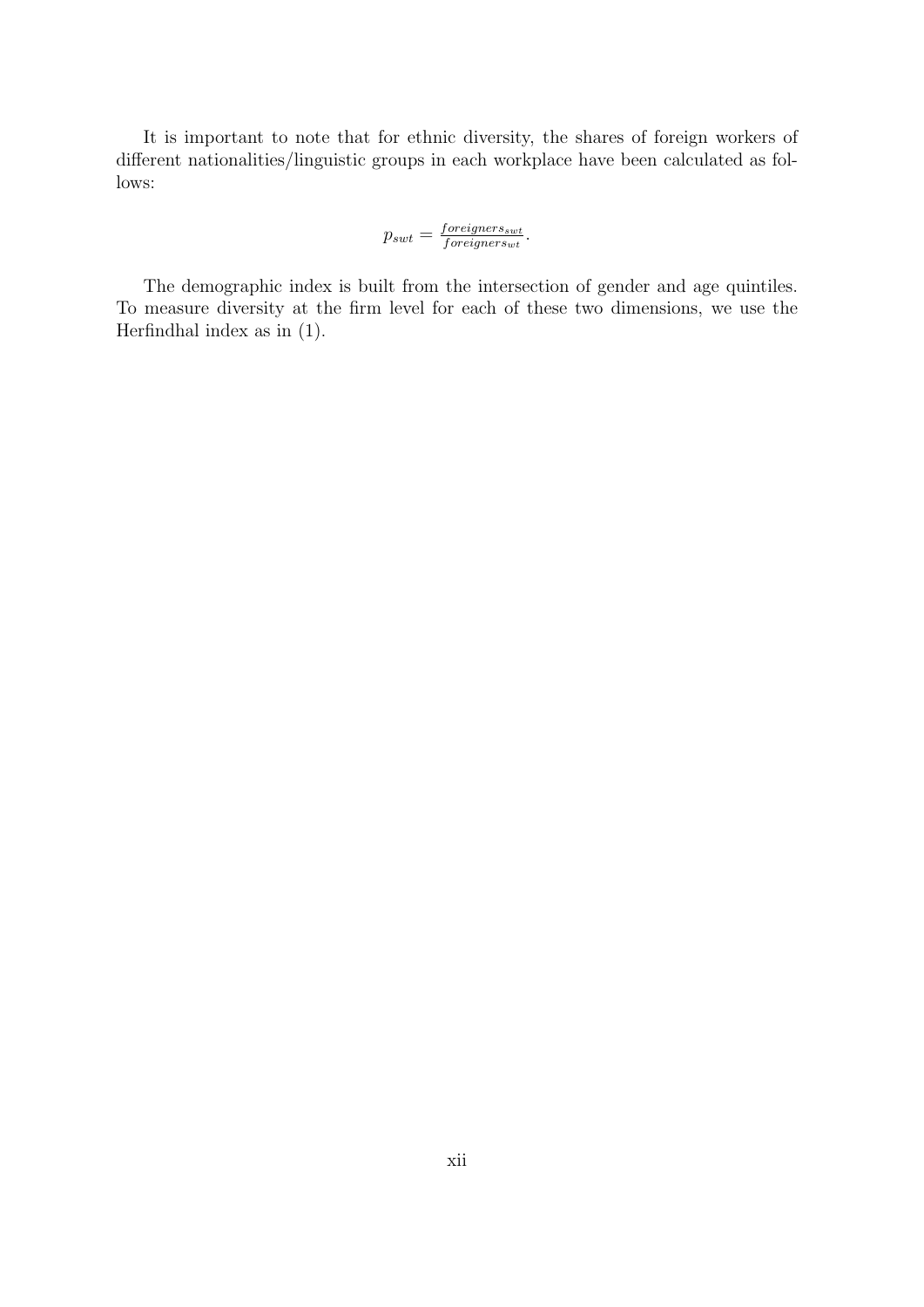It is important to note that for ethnic diversity, the shares of foreign workers of different nationalities/linguistic groups in each workplace have been calculated as follows:

$$p_{swt} = \frac{foreigners_{swt}}{foreigners_{wt}}.$$

The demographic index is built from the intersection of gender and age quintiles. To measure diversity at the firm level for each of these two dimensions, we use the Herfindhal index as in (1).